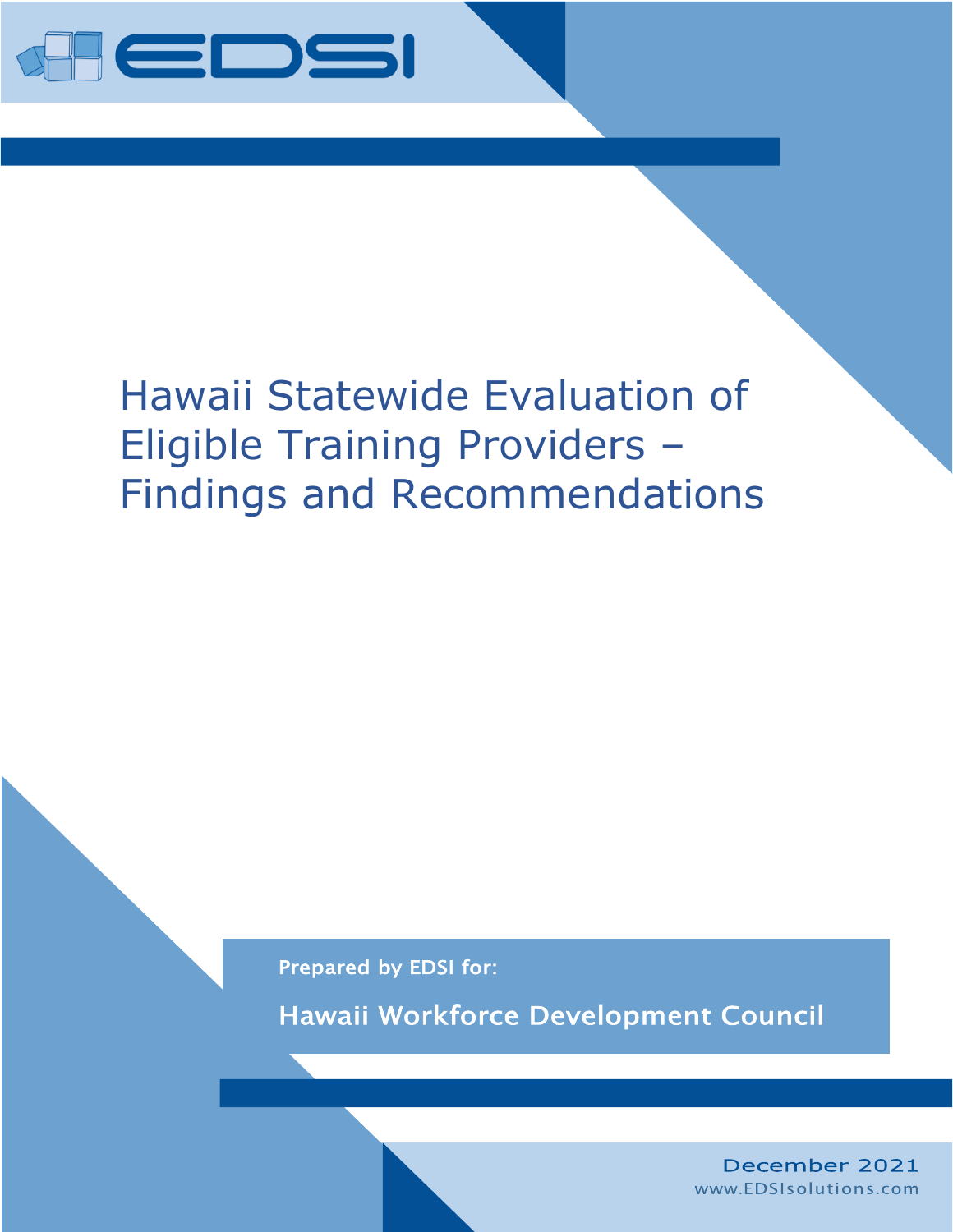EDSI

# Hawaii Statewide Evaluation of Eligible Training Providers – Findings and Recommendations

Prepared by EDSI for:

**Hawaii Workforce Development Council**

December 2021

www.EDSIsolutions.com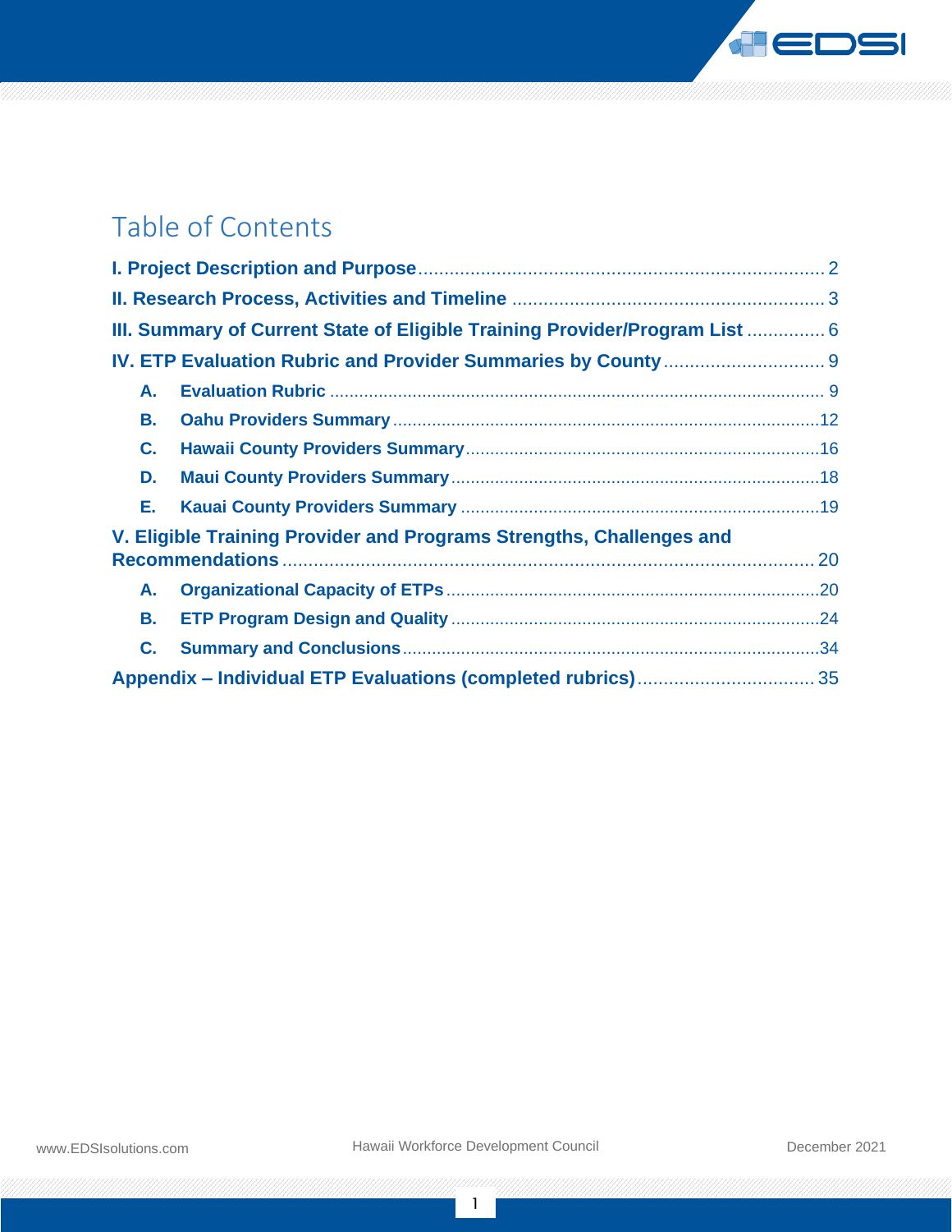# Table of Contents

I. Project Description and Purpose .......... 2

II. Research Process, Activities and Timeline .......... 3

III. Summary of Current State of Eligible Training Provider/Program List .......... 6

IV. ETP Evaluation Rubric and Provider Summaries by County .......... 9

- A. Evaluation Rubric .......... 9
- B. Oahu Providers Summary .......... 12
- C. Hawaii County Providers Summary .......... 16
- D. Maui County Providers Summary .......... 18
- E. Kauai County Providers Summary .......... 19

V. Eligible Training Provider and Programs Strengths, Challenges and Recommendations .......... 20

- A. Organizational Capacity of ETPs .......... 20
- B. ETP Program Design and Quality .......... 24
- C. Summary and Conclusions .......... 34

Appendix – Individual ETP Evaluations (completed rubrics) .......... 35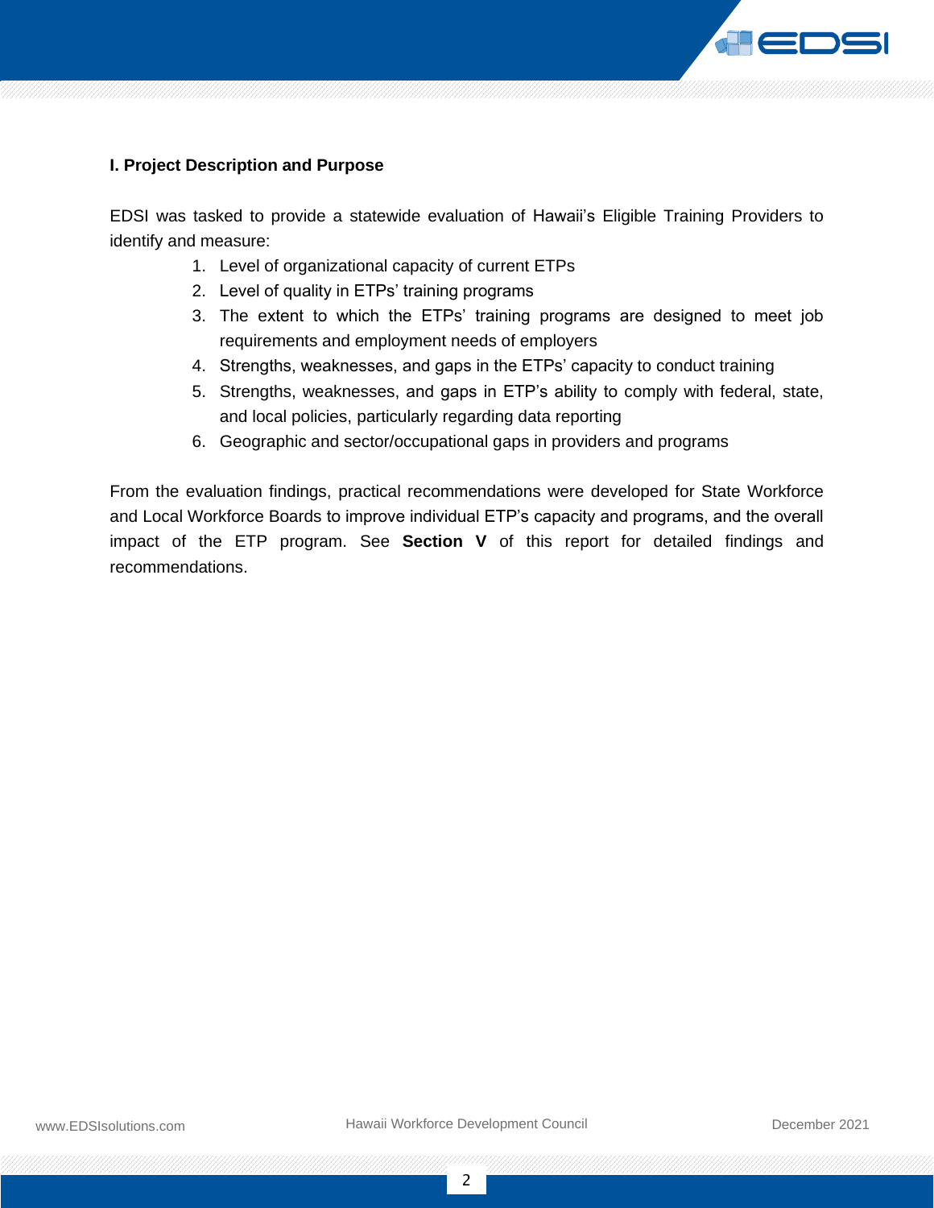## I. Project Description and Purpose

EDSI was tasked to provide a statewide evaluation of Hawaii's Eligible Training Providers to identify and measure:

1. Level of organizational capacity of current ETPs
2. Level of quality in ETPs' training programs
3. The extent to which the ETPs' training programs are designed to meet job requirements and employment needs of employers
4. Strengths, weaknesses, and gaps in the ETPs' capacity to conduct training
5. Strengths, weaknesses, and gaps in ETP's ability to comply with federal, state, and local policies, particularly regarding data reporting
6. Geographic and sector/occupational gaps in providers and programs

From the evaluation findings, practical recommendations were developed for State Workforce and Local Workforce Boards to improve individual ETP's capacity and programs, and the overall impact of the ETP program. See **Section V** of this report for detailed findings and recommendations.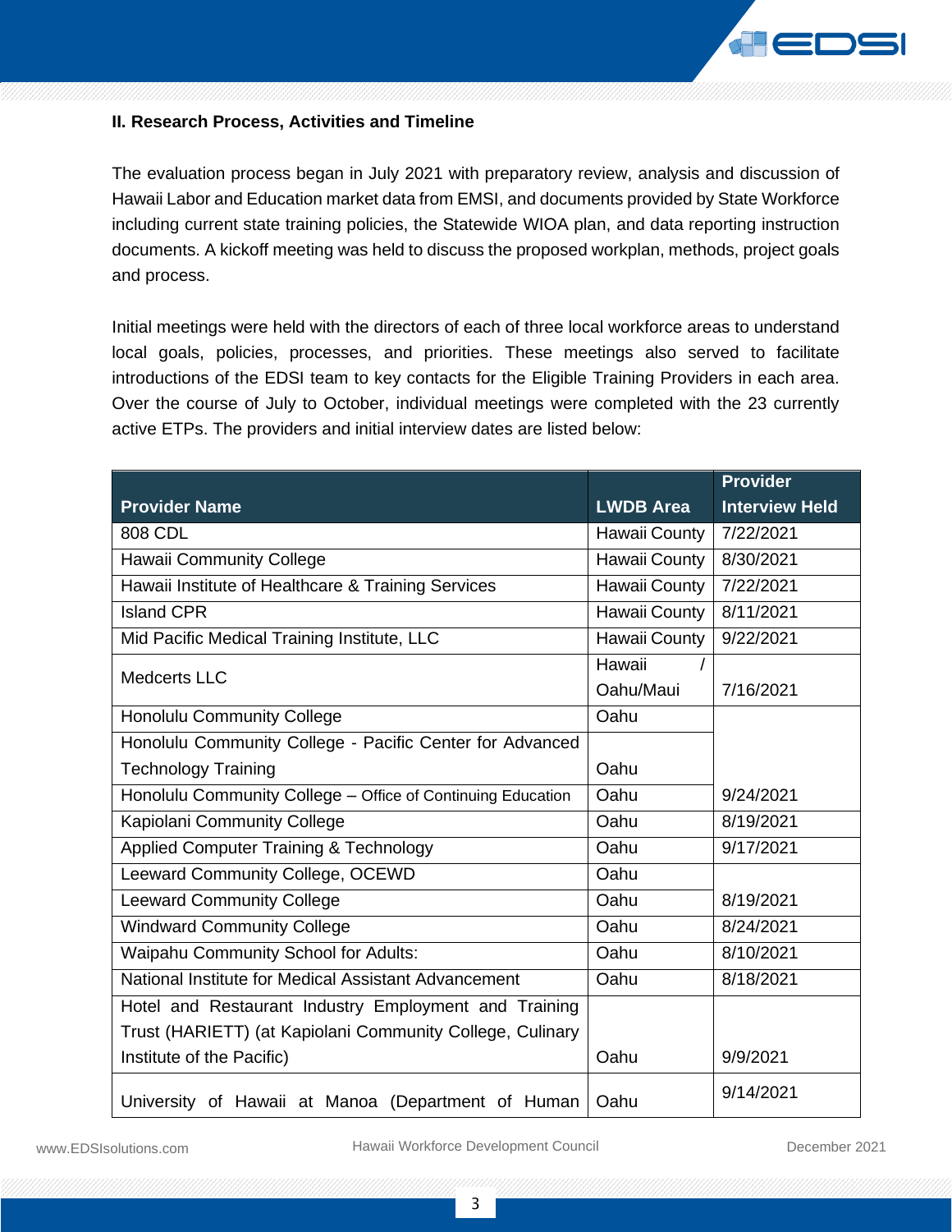## II. Research Process, Activities and Timeline

The evaluation process began in July 2021 with preparatory review, analysis and discussion of Hawaii Labor and Education market data from EMSI, and documents provided by State Workforce including current state training policies, the Statewide WIOA plan, and data reporting instruction documents. A kickoff meeting was held to discuss the proposed workplan, methods, project goals and process.

Initial meetings were held with the directors of each of three local workforce areas to understand local goals, policies, processes, and priorities. These meetings also served to facilitate introductions of the EDSI team to key contacts for the Eligible Training Providers in each area. Over the course of July to October, individual meetings were completed with the 23 currently active ETPs. The providers and initial interview dates are listed below:

| Provider Name | LWDB Area | Provider Interview Held |
|---|---|---|
| 808 CDL | Hawaii County | 7/22/2021 |
| Hawaii Community College | Hawaii County | 8/30/2021 |
| Hawaii Institute of Healthcare & Training Services | Hawaii County | 7/22/2021 |
| Island CPR | Hawaii County | 8/11/2021 |
| Mid Pacific Medical Training Institute, LLC | Hawaii County | 9/22/2021 |
| Medcerts LLC | Hawaii / Oahu/Maui | 7/16/2021 |
| Honolulu Community College | Oahu | |
| Honolulu Community College - Pacific Center for Advanced Technology Training | Oahu | |
| Honolulu Community College – Office of Continuing Education | Oahu | 9/24/2021 |
| Kapiolani Community College | Oahu | 8/19/2021 |
| Applied Computer Training & Technology | Oahu | 9/17/2021 |
| Leeward Community College, OCEWD | Oahu | |
| Leeward Community College | Oahu | 8/19/2021 |
| Windward Community College | Oahu | 8/24/2021 |
| Waipahu Community School for Adults: | Oahu | 8/10/2021 |
| National Institute for Medical Assistant Advancement | Oahu | 8/18/2021 |
| Hotel and Restaurant Industry Employment and Training Trust (HARIETT) (at Kapiolani Community College, Culinary Institute of the Pacific) | Oahu | 9/9/2021 |
| University of Hawaii at Manoa (Department of Human | Oahu | 9/14/2021 |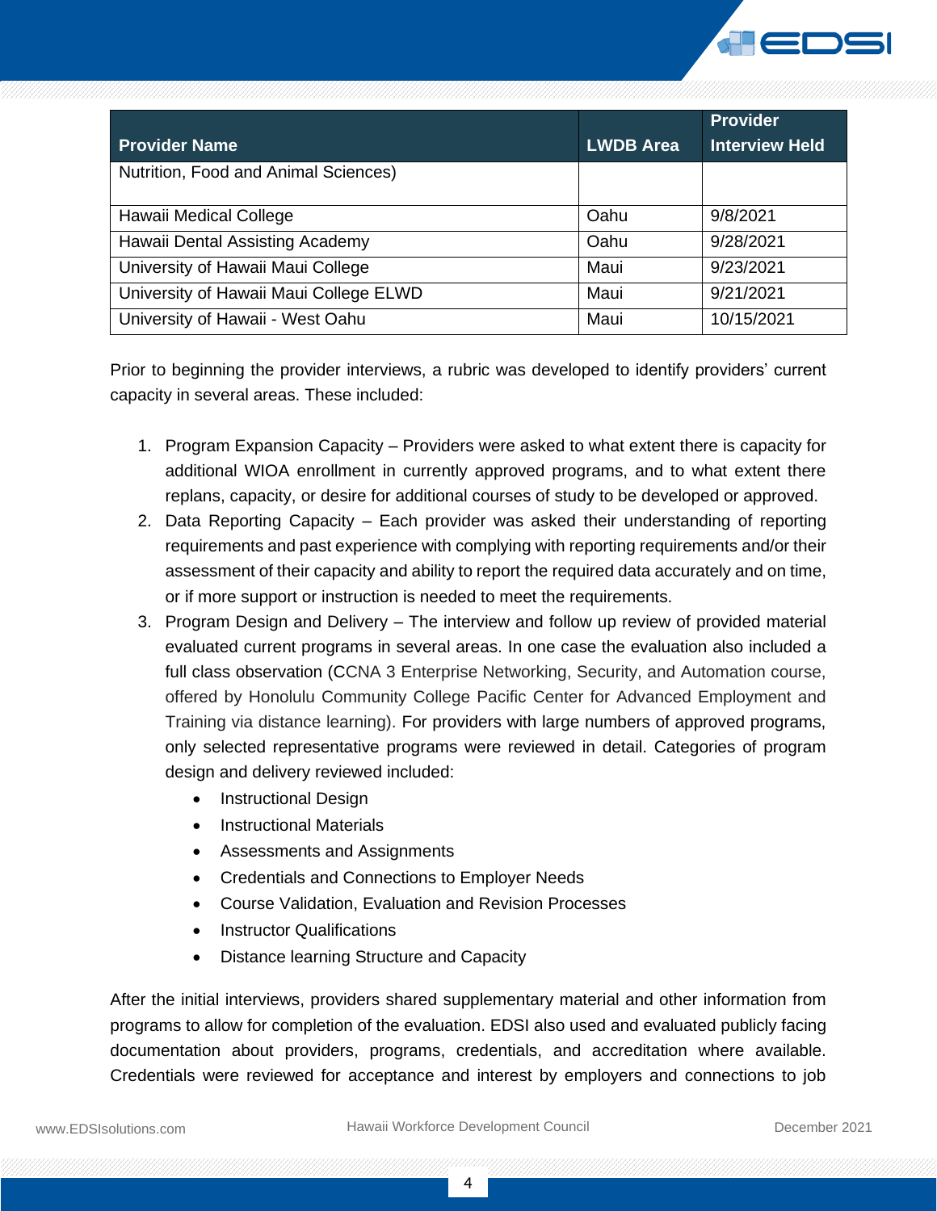| Provider Name | LWDB Area | Provider Interview Held |
|---|---|---|
| Nutrition, Food and Animal Sciences) | | |
| Hawaii Medical College | Oahu | 9/8/2021 |
| Hawaii Dental Assisting Academy | Oahu | 9/28/2021 |
| University of Hawaii Maui College | Maui | 9/23/2021 |
| University of Hawaii Maui College ELWD | Maui | 9/21/2021 |
| University of Hawaii - West Oahu | Maui | 10/15/2021 |

Prior to beginning the provider interviews, a rubric was developed to identify providers' current capacity in several areas. These included:

1. Program Expansion Capacity – Providers were asked to what extent there is capacity for additional WIOA enrollment in currently approved programs, and to what extent there replans, capacity, or desire for additional courses of study to be developed or approved.
2. Data Reporting Capacity – Each provider was asked their understanding of reporting requirements and past experience with complying with reporting requirements and/or their assessment of their capacity and ability to report the required data accurately and on time, or if more support or instruction is needed to meet the requirements.
3. Program Design and Delivery – The interview and follow up review of provided material evaluated current programs in several areas. In one case the evaluation also included a full class observation (CCNA 3 Enterprise Networking, Security, and Automation course, offered by Honolulu Community College Pacific Center for Advanced Employment and Training via distance learning). For providers with large numbers of approved programs, only selected representative programs were reviewed in detail. Categories of program design and delivery reviewed included:
   - Instructional Design
   - Instructional Materials
   - Assessments and Assignments
   - Credentials and Connections to Employer Needs
   - Course Validation, Evaluation and Revision Processes
   - Instructor Qualifications
   - Distance learning Structure and Capacity

After the initial interviews, providers shared supplementary material and other information from programs to allow for completion of the evaluation. EDSI also used and evaluated publicly facing documentation about providers, programs, credentials, and accreditation where available. Credentials were reviewed for acceptance and interest by employers and connections to job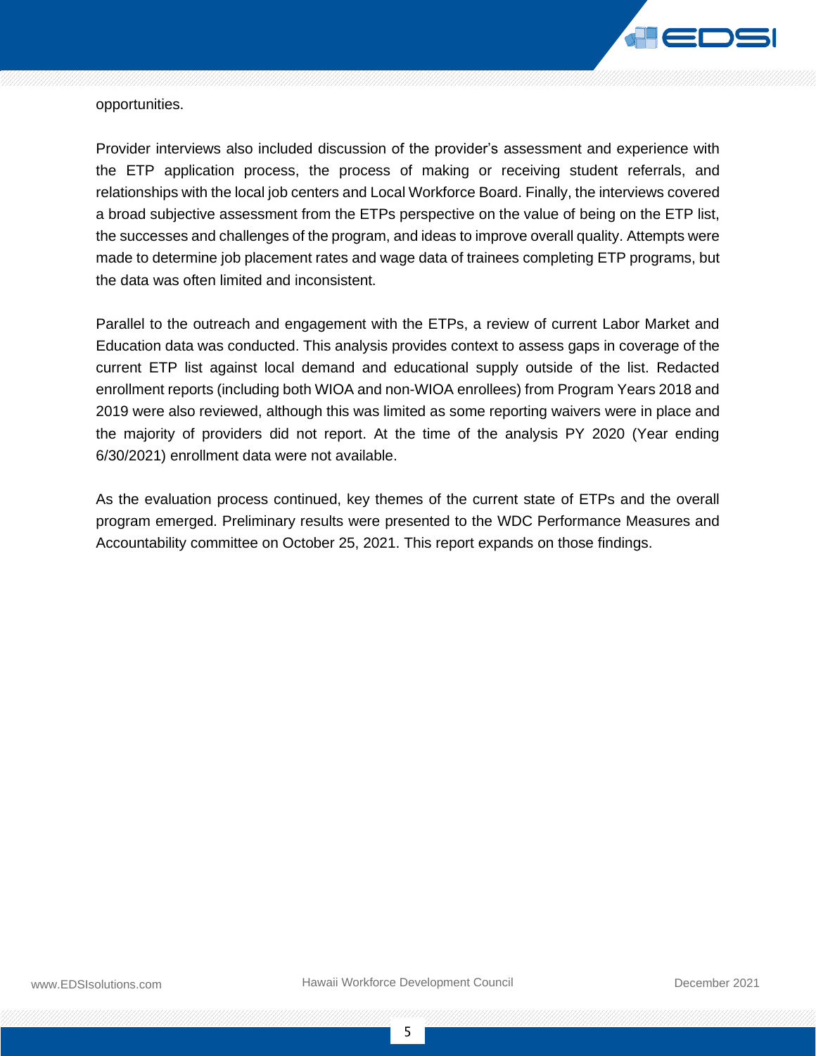opportunities.

Provider interviews also included discussion of the provider's assessment and experience with the ETP application process, the process of making or receiving student referrals, and relationships with the local job centers and Local Workforce Board. Finally, the interviews covered a broad subjective assessment from the ETPs perspective on the value of being on the ETP list, the successes and challenges of the program, and ideas to improve overall quality. Attempts were made to determine job placement rates and wage data of trainees completing ETP programs, but the data was often limited and inconsistent.

Parallel to the outreach and engagement with the ETPs, a review of current Labor Market and Education data was conducted. This analysis provides context to assess gaps in coverage of the current ETP list against local demand and educational supply outside of the list. Redacted enrollment reports (including both WIOA and non-WIOA enrollees) from Program Years 2018 and 2019 were also reviewed, although this was limited as some reporting waivers were in place and the majority of providers did not report. At the time of the analysis PY 2020 (Year ending 6/30/2021) enrollment data were not available.

As the evaluation process continued, key themes of the current state of ETPs and the overall program emerged. Preliminary results were presented to the WDC Performance Measures and Accountability committee on October 25, 2021. This report expands on those findings.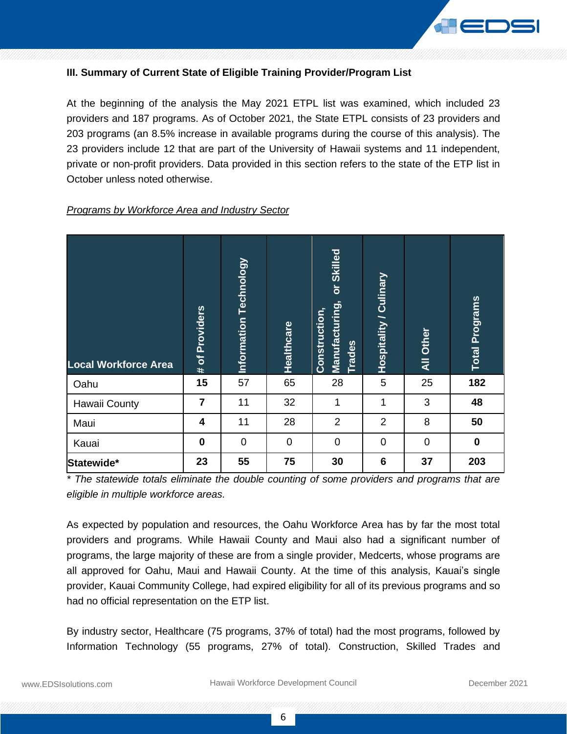### III. Summary of Current State of Eligible Training Provider/Program List

At the beginning of the analysis the May 2021 ETPL list was examined, which included 23 providers and 187 programs. As of October 2021, the State ETPL consists of 23 providers and 203 programs (an 8.5% increase in available programs during the course of this analysis). The 23 providers include 12 that are part of the University of Hawaii systems and 11 independent, private or non-profit providers. Data provided in this section refers to the state of the ETP list in October unless noted otherwise.

*Programs by Workforce Area and Industry Sector*

| Local Workforce Area | # of Providers | Information Technology | Healthcare | Construction, Manufacturing, or Skilled Trades | Hospitality / Culinary | All Other | Total Programs |
|---|---|---|---|---|---|---|---|
| Oahu | **15** | 57 | 65 | 28 | 5 | 25 | **182** |
| Hawaii County | **7** | 11 | 32 | 1 | 1 | 3 | **48** |
| Maui | **4** | 11 | 28 | 2 | 2 | 8 | **50** |
| Kauai | **0** | 0 | 0 | 0 | 0 | 0 | **0** |
| **Statewide*** | **23** | **55** | **75** | **30** | **6** | **37** | **203** |

*\* The statewide totals eliminate the double counting of some providers and programs that are eligible in multiple workforce areas.*

As expected by population and resources, the Oahu Workforce Area has by far the most total providers and programs. While Hawaii County and Maui also had a significant number of programs, the large majority of these are from a single provider, Medcerts, whose programs are all approved for Oahu, Maui and Hawaii County. At the time of this analysis, Kauai's single provider, Kauai Community College, had expired eligibility for all of its previous programs and so had no official representation on the ETP list.

By industry sector, Healthcare (75 programs, 37% of total) had the most programs, followed by Information Technology (55 programs, 27% of total). Construction, Skilled Trades and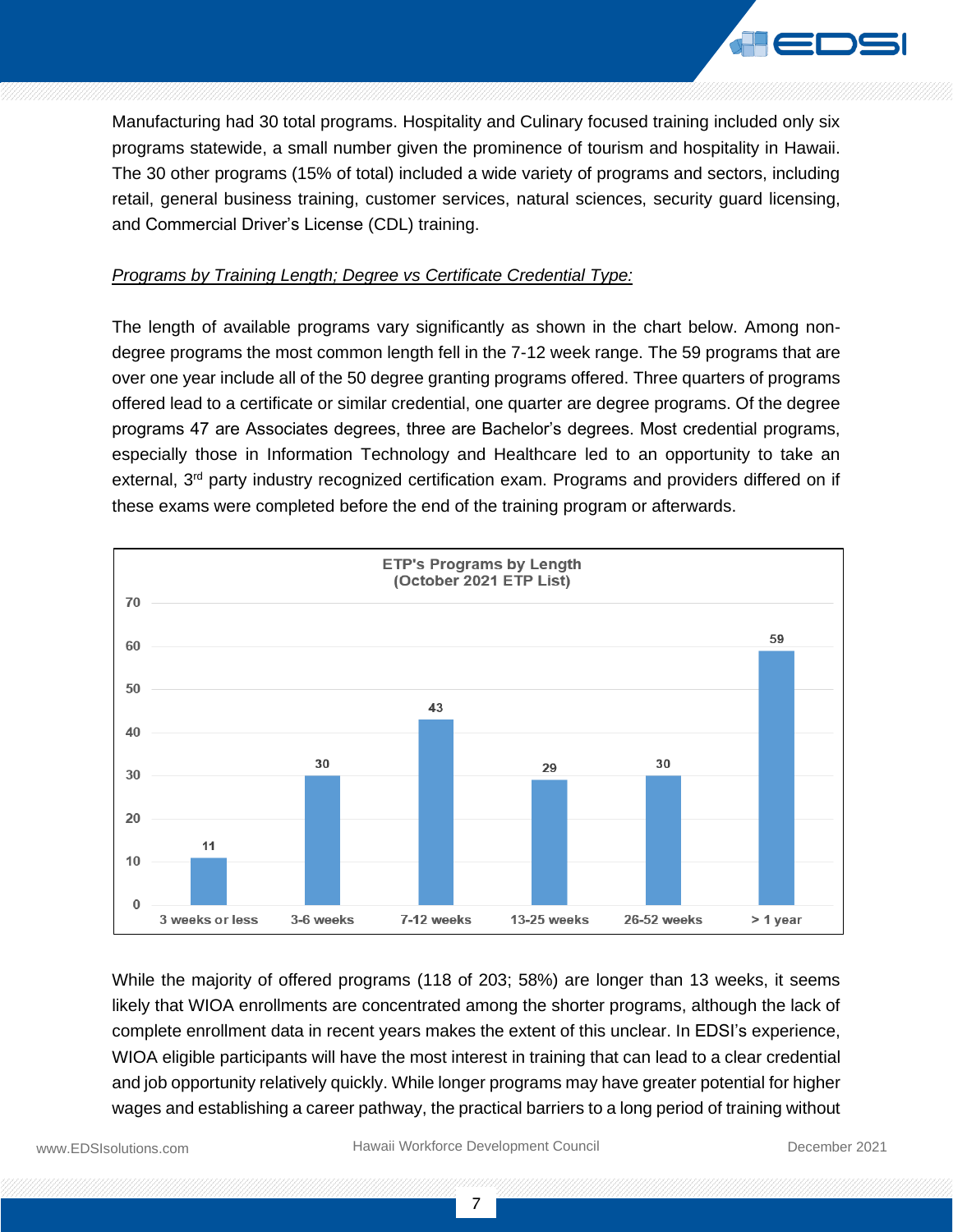Manufacturing had 30 total programs. Hospitality and Culinary focused training included only six programs statewide, a small number given the prominence of tourism and hospitality in Hawaii. The 30 other programs (15% of total) included a wide variety of programs and sectors, including retail, general business training, customer services, natural sciences, security guard licensing, and Commercial Driver's License (CDL) training.

*Programs by Training Length; Degree vs Certificate Credential Type:*

The length of available programs vary significantly as shown in the chart below. Among non-degree programs the most common length fell in the 7-12 week range. The 59 programs that are over one year include all of the 50 degree granting programs offered. Three quarters of programs offered lead to a certificate or similar credential, one quarter are degree programs. Of the degree programs 47 are Associates degrees, three are Bachelor's degrees. Most credential programs, especially those in Information Technology and Healthcare led to an opportunity to take an external, 3rd party industry recognized certification exam. Programs and providers differed on if these exams were completed before the end of the training program or afterwards.

**ETP's Programs by Length (October 2021 ETP List)**

| Length | Programs |
|---|---|
| 3 weeks or less | 11 |
| 3-6 weeks | 30 |
| 7-12 weeks | 43 |
| 13-25 weeks | 29 |
| 26-52 weeks | 30 |
| > 1 year | 59 |

While the majority of offered programs (118 of 203; 58%) are longer than 13 weeks, it seems likely that WIOA enrollments are concentrated among the shorter programs, although the lack of complete enrollment data in recent years makes the extent of this unclear. In EDSI's experience, WIOA eligible participants will have the most interest in training that can lead to a clear credential and job opportunity relatively quickly. While longer programs may have greater potential for higher wages and establishing a career pathway, the practical barriers to a long period of training without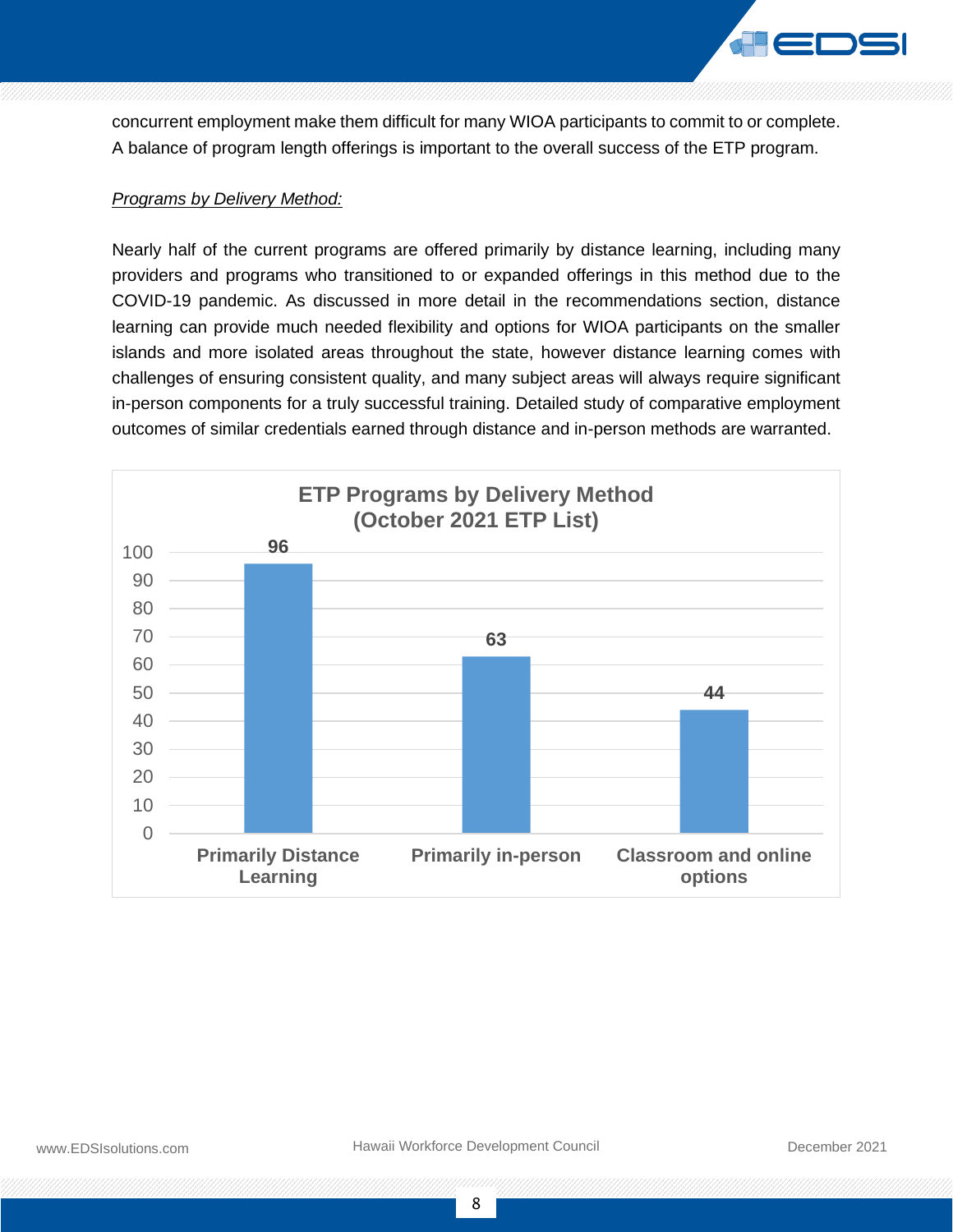concurrent employment make them difficult for many WIOA participants to commit to or complete. A balance of program length offerings is important to the overall success of the ETP program.

*Programs by Delivery Method:*

Nearly half of the current programs are offered primarily by distance learning, including many providers and programs who transitioned to or expanded offerings in this method due to the COVID-19 pandemic. As discussed in more detail in the recommendations section, distance learning can provide much needed flexibility and options for WIOA participants on the smaller islands and more isolated areas throughout the state, however distance learning comes with challenges of ensuring consistent quality, and many subject areas will always require significant in-person components for a truly successful training. Detailed study of comparative employment outcomes of similar credentials earned through distance and in-person methods are warranted.

**ETP Programs by Delivery Method (October 2021 ETP List)**

| Delivery Method | Programs |
| --- | --- |
| Primarily Distance Learning | 96 |
| Primarily in-person | 63 |
| Classroom and online options | 44 |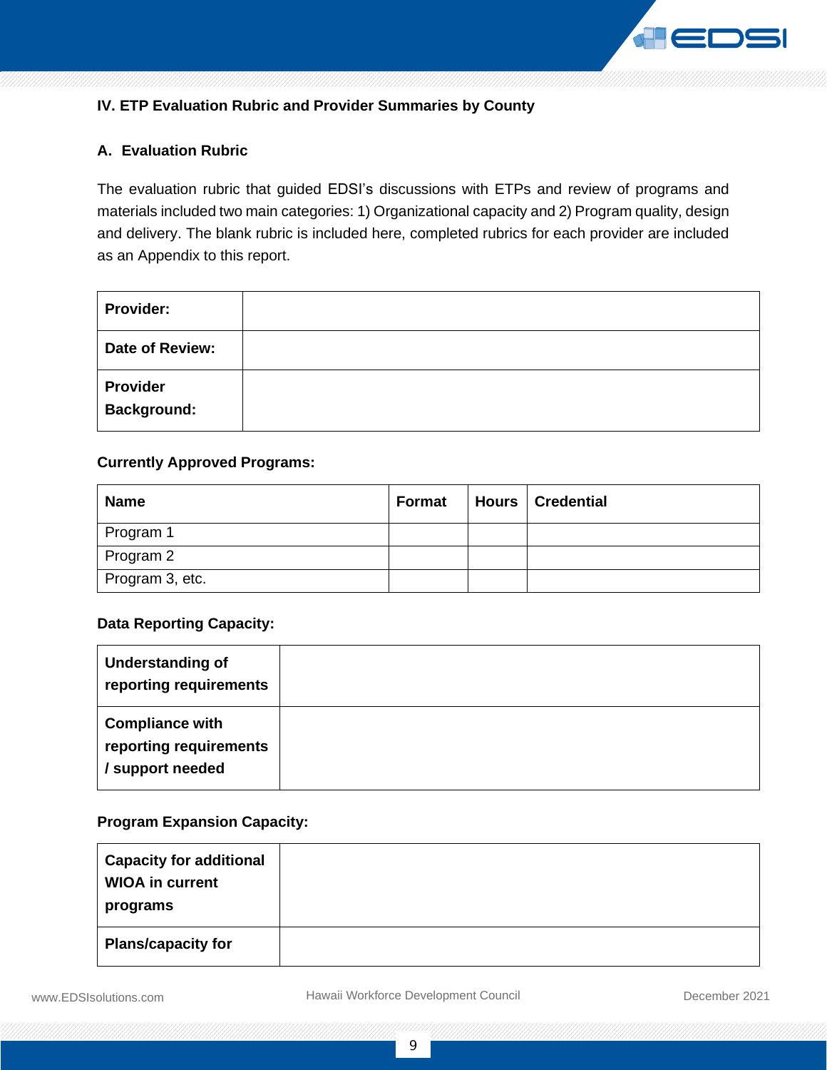## IV. ETP Evaluation Rubric and Provider Summaries by County

### A. Evaluation Rubric

The evaluation rubric that guided EDSI's discussions with ETPs and review of programs and materials included two main categories: 1) Organizational capacity and 2) Program quality, design and delivery. The blank rubric is included here, completed rubrics for each provider are included as an Appendix to this report.

| | |
|---|---|
| **Provider:** | |
| **Date of Review:** | |
| **Provider Background:** | |

**Currently Approved Programs:**

| Name | Format | Hours | Credential |
|---|---|---|---|
| Program 1 | | | |
| Program 2 | | | |
| Program 3, etc. | | | |

**Data Reporting Capacity:**

| | |
|---|---|
| **Understanding of reporting requirements** | |
| **Compliance with reporting requirements / support needed** | |

**Program Expansion Capacity:**

| | |
|---|---|
| **Capacity for additional WIOA in current programs** | |
| **Plans/capacity for** | |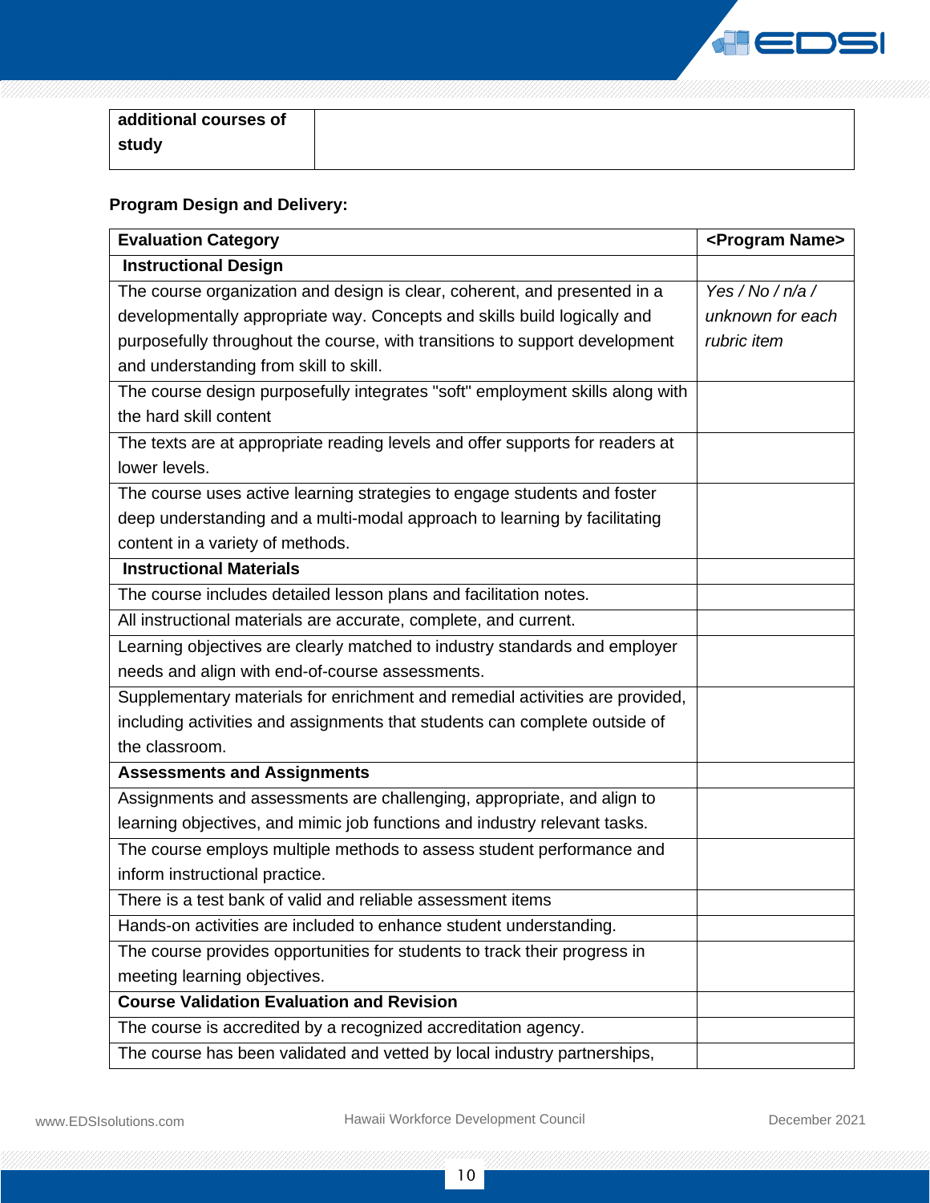| additional courses of study | |
|---|---|

**Program Design and Delivery:**

| Evaluation Category | <Program Name> |
|---|---|
| **Instructional Design** | |
| The course organization and design is clear, coherent, and presented in a developmentally appropriate way. Concepts and skills build logically and purposefully throughout the course, with transitions to support development and understanding from skill to skill. | *Yes / No / n/a / unknown for each rubric item* |
| The course design purposefully integrates "soft" employment skills along with the hard skill content | |
| The texts are at appropriate reading levels and offer supports for readers at lower levels. | |
| The course uses active learning strategies to engage students and foster deep understanding and a multi-modal approach to learning by facilitating content in a variety of methods. | |
| **Instructional Materials** | |
| The course includes detailed lesson plans and facilitation notes. | |
| All instructional materials are accurate, complete, and current. | |
| Learning objectives are clearly matched to industry standards and employer needs and align with end-of-course assessments. | |
| Supplementary materials for enrichment and remedial activities are provided, including activities and assignments that students can complete outside of the classroom. | |
| **Assessments and Assignments** | |
| Assignments and assessments are challenging, appropriate, and align to learning objectives, and mimic job functions and industry relevant tasks. | |
| The course employs multiple methods to assess student performance and inform instructional practice. | |
| There is a test bank of valid and reliable assessment items | |
| Hands-on activities are included to enhance student understanding. | |
| The course provides opportunities for students to track their progress in meeting learning objectives. | |
| **Course Validation Evaluation and Revision** | |
| The course is accredited by a recognized accreditation agency. | |
| The course has been validated and vetted by local industry partnerships, | |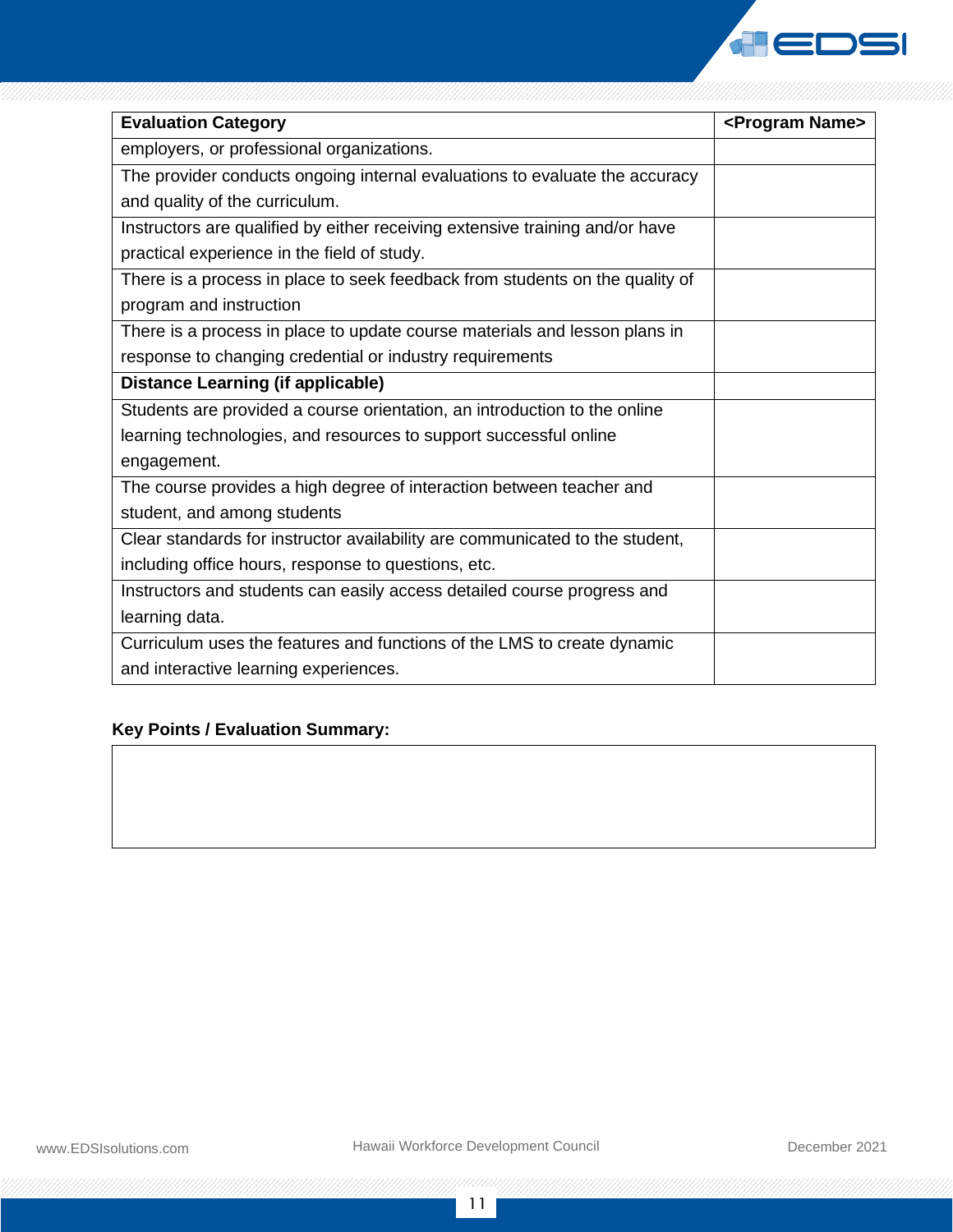| Evaluation Category | <Program Name> |
|---|---|
| employers, or professional organizations. | |
| The provider conducts ongoing internal evaluations to evaluate the accuracy and quality of the curriculum. | |
| Instructors are qualified by either receiving extensive training and/or have practical experience in the field of study. | |
| There is a process in place to seek feedback from students on the quality of program and instruction | |
| There is a process in place to update course materials and lesson plans in response to changing credential or industry requirements | |
| **Distance Learning (if applicable)** | |
| Students are provided a course orientation, an introduction to the online learning technologies, and resources to support successful online engagement. | |
| The course provides a high degree of interaction between teacher and student, and among students | |
| Clear standards for instructor availability are communicated to the student, including office hours, response to questions, etc. | |
| Instructors and students can easily access detailed course progress and learning data. | |
| Curriculum uses the features and functions of the LMS to create dynamic and interactive learning experiences. | |

**Key Points / Evaluation Summary:**

| |
|---|
| |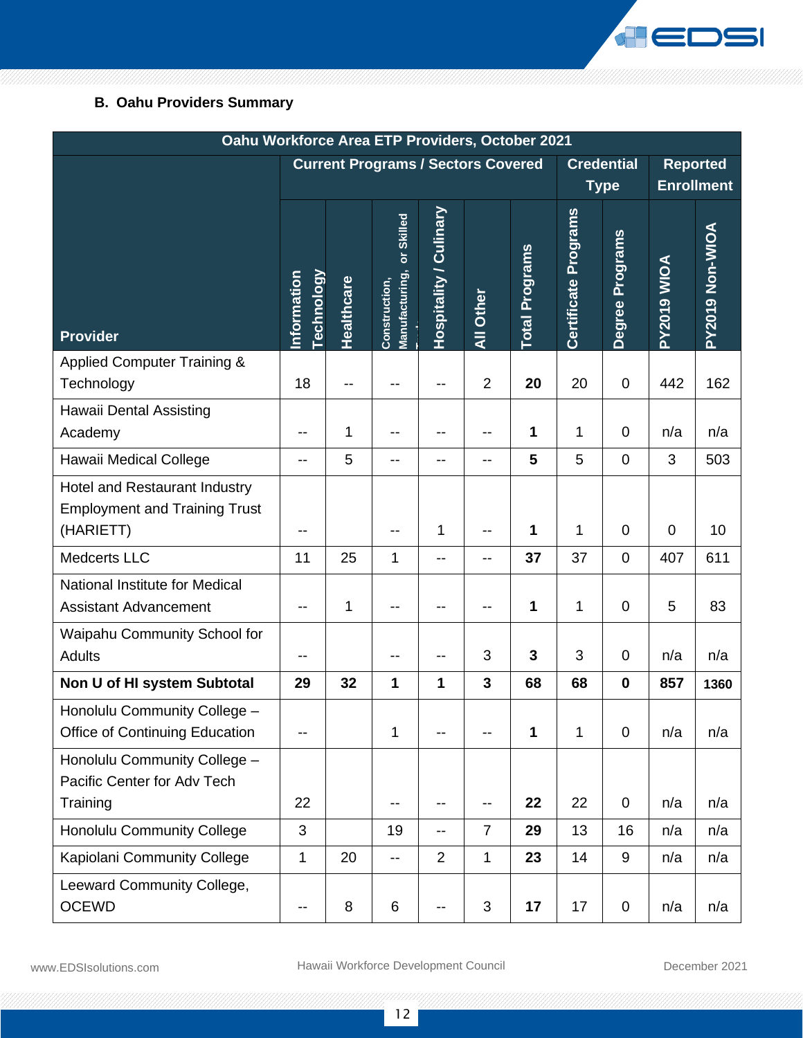### B. Oahu Providers Summary

| Oahu Workforce Area ETP Providers, October 2021 | | | | | | | | | | |
|---|---|---|---|---|---|---|---|---|---|---|
| | Current Programs / Sectors Covered | | | | | | Credential Type | | Reported Enrollment | |
| Provider | Information Technology | Healthcare | Construction, Manufacturing, or Skilled Trades | Hospitality / Culinary | All Other | Total Programs | Certificate Programs | Degree Programs | PY2019 WIOA | PY2019 Non-WIOA |
| Applied Computer Training & Technology | 18 | -- | -- | -- | 2 | **20** | 20 | 0 | 442 | 162 |
| Hawaii Dental Assisting Academy | -- | 1 | -- | -- | -- | **1** | 1 | 0 | n/a | n/a |
| Hawaii Medical College | -- | 5 | -- | -- | -- | **5** | 5 | 0 | 3 | 503 |
| Hotel and Restaurant Industry Employment and Training Trust (HARIETT) | -- | | -- | 1 | -- | **1** | 1 | 0 | 0 | 10 |
| Medcerts LLC | 11 | 25 | 1 | -- | -- | **37** | 37 | 0 | 407 | 611 |
| National Institute for Medical Assistant Advancement | -- | 1 | -- | -- | -- | **1** | 1 | 0 | 5 | 83 |
| Waipahu Community School for Adults | -- | | -- | -- | 3 | **3** | 3 | 0 | n/a | n/a |
| **Non U of HI system Subtotal** | **29** | **32** | **1** | **1** | **3** | **68** | **68** | **0** | **857** | **1360** |
| Honolulu Community College – Office of Continuing Education | -- | | 1 | -- | -- | **1** | 1 | 0 | n/a | n/a |
| Honolulu Community College – Pacific Center for Adv Tech Training | 22 | | -- | -- | -- | **22** | 22 | 0 | n/a | n/a |
| Honolulu Community College | 3 | | 19 | -- | 7 | **29** | 13 | 16 | n/a | n/a |
| Kapiolani Community College | 1 | 20 | -- | 2 | 1 | **23** | 14 | 9 | n/a | n/a |
| Leeward Community College, OCEWD | -- | 8 | 6 | -- | 3 | **17** | 17 | 0 | n/a | n/a |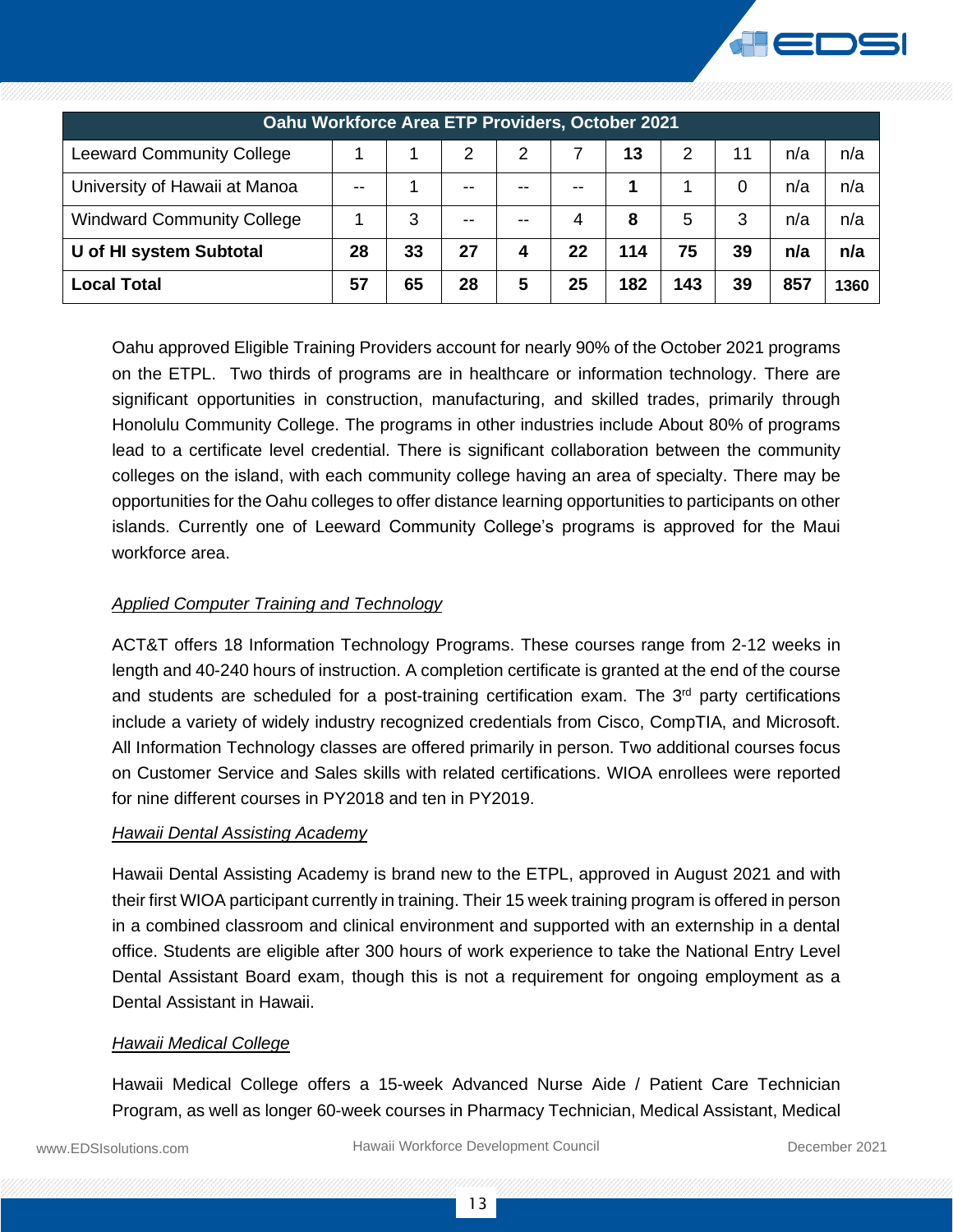| Oahu Workforce Area ETP Providers, October 2021 | | | | | | | | | | |
|---|---|---|---|---|---|---|---|---|---|---|
| Leeward Community College | 1 | 1 | 2 | 2 | 7 | **13** | 2 | 11 | n/a | n/a |
| University of Hawaii at Manoa | -- | 1 | -- | -- | -- | **1** | 1 | 0 | n/a | n/a |
| Windward Community College | 1 | 3 | -- | -- | 4 | **8** | 5 | 3 | n/a | n/a |
| **U of HI system Subtotal** | **28** | **33** | **27** | **4** | **22** | **114** | **75** | **39** | **n/a** | **n/a** |
| **Local Total** | **57** | **65** | **28** | **5** | **25** | **182** | **143** | **39** | **857** | **1360** |

Oahu approved Eligible Training Providers account for nearly 90% of the October 2021 programs on the ETPL. Two thirds of programs are in healthcare or information technology. There are significant opportunities in construction, manufacturing, and skilled trades, primarily through Honolulu Community College. The programs in other industries include About 80% of programs lead to a certificate level credential. There is significant collaboration between the community colleges on the island, with each community college having an area of specialty. There may be opportunities for the Oahu colleges to offer distance learning opportunities to participants on other islands. Currently one of Leeward Community College's programs is approved for the Maui workforce area.

*Applied Computer Training and Technology*

ACT&T offers 18 Information Technology Programs. These courses range from 2-12 weeks in length and 40-240 hours of instruction. A completion certificate is granted at the end of the course and students are scheduled for a post-training certification exam. The 3rd party certifications include a variety of widely industry recognized credentials from Cisco, CompTIA, and Microsoft. All Information Technology classes are offered primarily in person. Two additional courses focus on Customer Service and Sales skills with related certifications. WIOA enrollees were reported for nine different courses in PY2018 and ten in PY2019.

*Hawaii Dental Assisting Academy*

Hawaii Dental Assisting Academy is brand new to the ETPL, approved in August 2021 and with their first WIOA participant currently in training. Their 15 week training program is offered in person in a combined classroom and clinical environment and supported with an externship in a dental office. Students are eligible after 300 hours of work experience to take the National Entry Level Dental Assistant Board exam, though this is not a requirement for ongoing employment as a Dental Assistant in Hawaii.

*Hawaii Medical College*

Hawaii Medical College offers a 15-week Advanced Nurse Aide / Patient Care Technician Program, as well as longer 60-week courses in Pharmacy Technician, Medical Assistant, Medical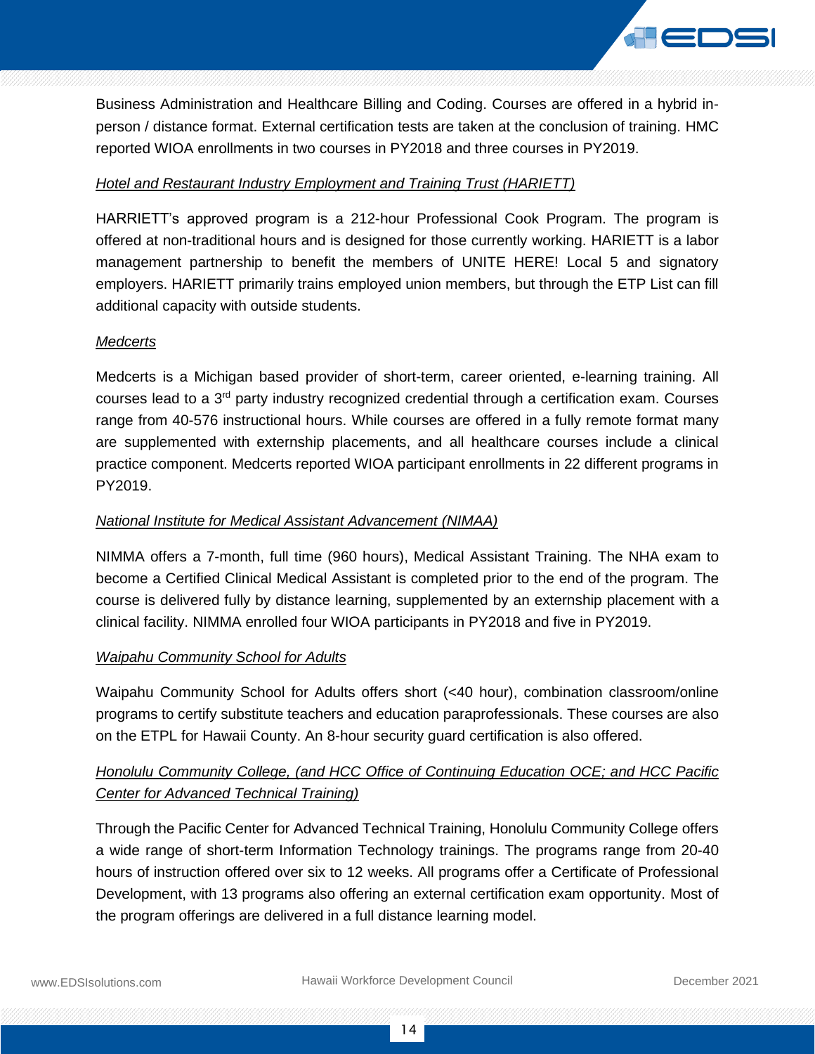Business Administration and Healthcare Billing and Coding. Courses are offered in a hybrid in-person / distance format. External certification tests are taken at the conclusion of training. HMC reported WIOA enrollments in two courses in PY2018 and three courses in PY2019.

*Hotel and Restaurant Industry Employment and Training Trust (HARIETT)*

HARRIETT's approved program is a 212-hour Professional Cook Program. The program is offered at non-traditional hours and is designed for those currently working. HARIETT is a labor management partnership to benefit the members of UNITE HERE! Local 5 and signatory employers. HARIETT primarily trains employed union members, but through the ETP List can fill additional capacity with outside students.

*Medcerts*

Medcerts is a Michigan based provider of short-term, career oriented, e-learning training. All courses lead to a 3rd party industry recognized credential through a certification exam. Courses range from 40-576 instructional hours. While courses are offered in a fully remote format many are supplemented with externship placements, and all healthcare courses include a clinical practice component. Medcerts reported WIOA participant enrollments in 22 different programs in PY2019.

*National Institute for Medical Assistant Advancement (NIMAA)*

NIMMA offers a 7-month, full time (960 hours), Medical Assistant Training. The NHA exam to become a Certified Clinical Medical Assistant is completed prior to the end of the program. The course is delivered fully by distance learning, supplemented by an externship placement with a clinical facility. NIMMA enrolled four WIOA participants in PY2018 and five in PY2019.

*Waipahu Community School for Adults*

Waipahu Community School for Adults offers short (<40 hour), combination classroom/online programs to certify substitute teachers and education paraprofessionals. These courses are also on the ETPL for Hawaii County. An 8-hour security guard certification is also offered.

*Honolulu Community College, (and HCC Office of Continuing Education OCE; and HCC Pacific Center for Advanced Technical Training)*

Through the Pacific Center for Advanced Technical Training, Honolulu Community College offers a wide range of short-term Information Technology trainings. The programs range from 20-40 hours of instruction offered over six to 12 weeks. All programs offer a Certificate of Professional Development, with 13 programs also offering an external certification exam opportunity. Most of the program offerings are delivered in a full distance learning model.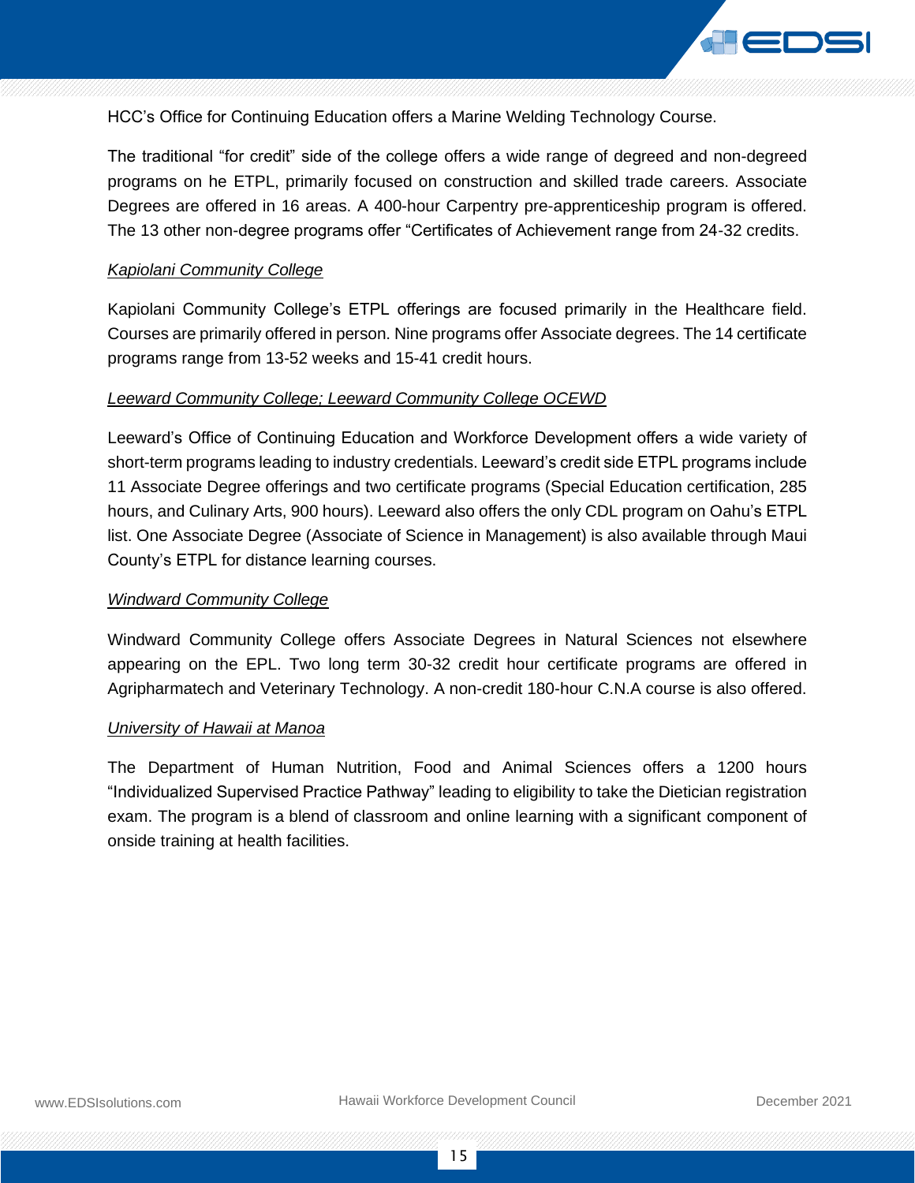HCC's Office for Continuing Education offers a Marine Welding Technology Course.

The traditional "for credit" side of the college offers a wide range of degreed and non-degreed programs on he ETPL, primarily focused on construction and skilled trade careers. Associate Degrees are offered in 16 areas. A 400-hour Carpentry pre-apprenticeship program is offered. The 13 other non-degree programs offer "Certificates of Achievement range from 24-32 credits.

*Kapiolani Community College*

Kapiolani Community College's ETPL offerings are focused primarily in the Healthcare field. Courses are primarily offered in person. Nine programs offer Associate degrees. The 14 certificate programs range from 13-52 weeks and 15-41 credit hours.

*Leeward Community College; Leeward Community College OCEWD*

Leeward's Office of Continuing Education and Workforce Development offers a wide variety of short-term programs leading to industry credentials. Leeward's credit side ETPL programs include 11 Associate Degree offerings and two certificate programs (Special Education certification, 285 hours, and Culinary Arts, 900 hours). Leeward also offers the only CDL program on Oahu's ETPL list. One Associate Degree (Associate of Science in Management) is also available through Maui County's ETPL for distance learning courses.

*Windward Community College*

Windward Community College offers Associate Degrees in Natural Sciences not elsewhere appearing on the EPL. Two long term 30-32 credit hour certificate programs are offered in Agripharmatech and Veterinary Technology. A non-credit 180-hour C.N.A course is also offered.

*University of Hawaii at Manoa*

The Department of Human Nutrition, Food and Animal Sciences offers a 1200 hours "Individualized Supervised Practice Pathway" leading to eligibility to take the Dietician registration exam. The program is a blend of classroom and online learning with a significant component of onside training at health facilities.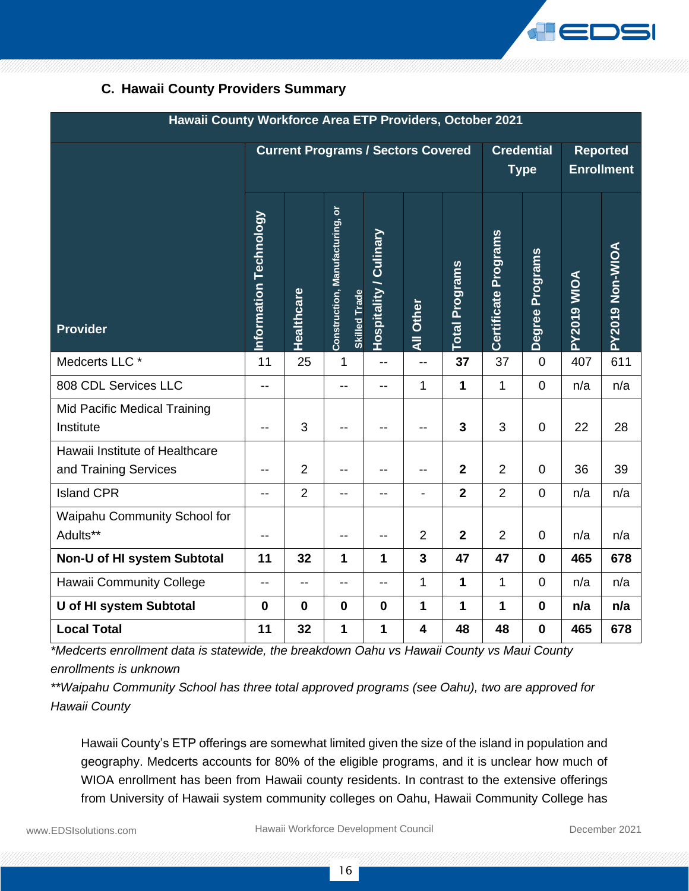### C. Hawaii County Providers Summary

| Hawaii County Workforce Area ETP Providers, October 2021 | | | | | | | | | | |
|---|---|---|---|---|---|---|---|---|---|---|
| | Current Programs / Sectors Covered | | | | | | Credential Type | | Reported Enrollment | |
| Provider | Information Technology | Healthcare | Construction, Manufacturing, or Skilled Trade | Hospitality / Culinary | All Other | Total Programs | Certificate Programs | Degree Programs | PY2019 WIOA | PY2019 Non-WIOA |
| Medcerts LLC * | 11 | 25 | 1 | -- | -- | **37** | 37 | 0 | 407 | 611 |
| 808 CDL Services LLC | -- | | -- | -- | 1 | **1** | 1 | 0 | n/a | n/a |
| Mid Pacific Medical Training Institute | -- | 3 | -- | -- | -- | **3** | 3 | 0 | 22 | 28 |
| Hawaii Institute of Healthcare and Training Services | -- | 2 | -- | -- | -- | **2** | 2 | 0 | 36 | 39 |
| Island CPR | -- | 2 | -- | -- | - | **2** | 2 | 0 | n/a | n/a |
| Waipahu Community School for Adults** | -- | | -- | -- | 2 | **2** | 2 | 0 | n/a | n/a |
| **Non-U of HI system Subtotal** | **11** | **32** | **1** | **1** | **3** | **47** | **47** | **0** | **465** | **678** |
| Hawaii Community College | -- | -- | -- | -- | 1 | **1** | 1 | 0 | n/a | n/a |
| **U of HI system Subtotal** | **0** | **0** | **0** | **0** | **1** | **1** | **1** | **0** | **n/a** | **n/a** |
| **Local Total** | **11** | **32** | **1** | **1** | **4** | **48** | **48** | **0** | **465** | **678** |

*\*Medcerts enrollment data is statewide, the breakdown Oahu vs Hawaii County vs Maui County enrollments is unknown*

*\*\*Waipahu Community School has three total approved programs (see Oahu), two are approved for Hawaii County*

Hawaii County's ETP offerings are somewhat limited given the size of the island in population and geography. Medcerts accounts for 80% of the eligible programs, and it is unclear how much of WIOA enrollment has been from Hawaii county residents. In contrast to the extensive offerings from University of Hawaii system community colleges on Oahu, Hawaii Community College has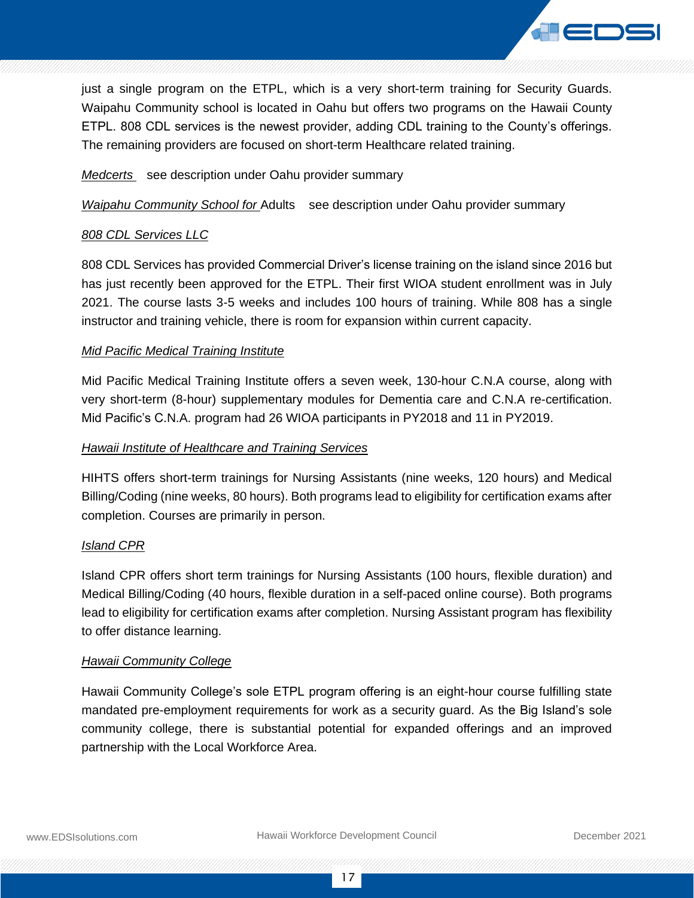just a single program on the ETPL, which is a very short-term training for Security Guards. Waipahu Community school is located in Oahu but offers two programs on the Hawaii County ETPL. 808 CDL services is the newest provider, adding CDL training to the County's offerings. The remaining providers are focused on short-term Healthcare related training.

*Medcerts* see description under Oahu provider summary

*Waipahu Community School for* Adults see description under Oahu provider summary

*808 CDL Services LLC*

808 CDL Services has provided Commercial Driver's license training on the island since 2016 but has just recently been approved for the ETPL. Their first WIOA student enrollment was in July 2021. The course lasts 3-5 weeks and includes 100 hours of training. While 808 has a single instructor and training vehicle, there is room for expansion within current capacity.

*Mid Pacific Medical Training Institute*

Mid Pacific Medical Training Institute offers a seven week, 130-hour C.N.A course, along with very short-term (8-hour) supplementary modules for Dementia care and C.N.A re-certification. Mid Pacific's C.N.A. program had 26 WIOA participants in PY2018 and 11 in PY2019.

*Hawaii Institute of Healthcare and Training Services*

HIHTS offers short-term trainings for Nursing Assistants (nine weeks, 120 hours) and Medical Billing/Coding (nine weeks, 80 hours). Both programs lead to eligibility for certification exams after completion. Courses are primarily in person.

*Island CPR*

Island CPR offers short term trainings for Nursing Assistants (100 hours, flexible duration) and Medical Billing/Coding (40 hours, flexible duration in a self-paced online course). Both programs lead to eligibility for certification exams after completion. Nursing Assistant program has flexibility to offer distance learning.

*Hawaii Community College*

Hawaii Community College's sole ETPL program offering is an eight-hour course fulfilling state mandated pre-employment requirements for work as a security guard. As the Big Island's sole community college, there is substantial potential for expanded offerings and an improved partnership with the Local Workforce Area.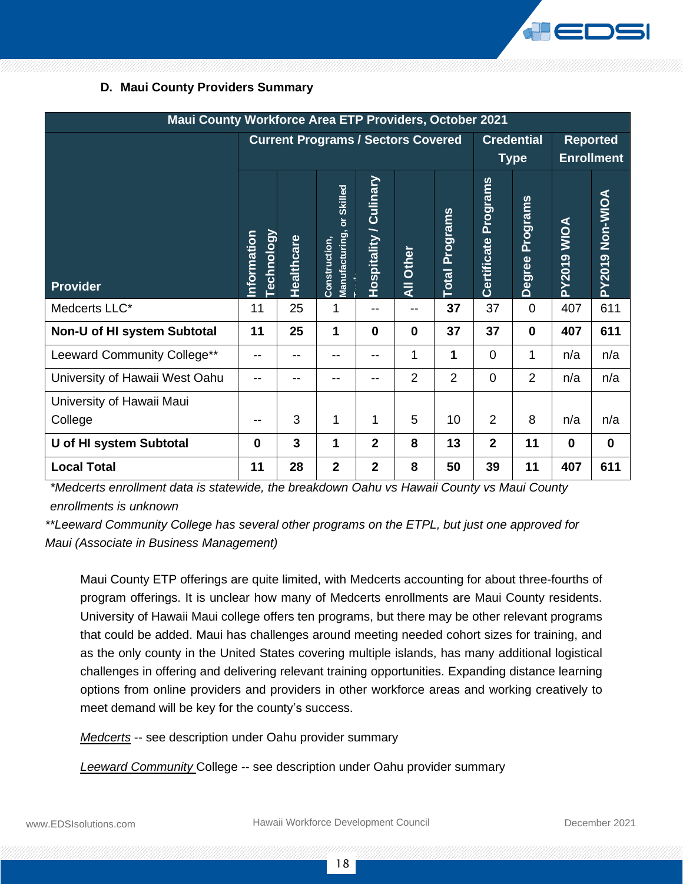### D. Maui County Providers Summary

| Maui County Workforce Area ETP Providers, October 2021 | | | | | | | | | | |
|---|---|---|---|---|---|---|---|---|---|---|
| | Current Programs / Sectors Covered | | | | | | Credential Type | | Reported Enrollment | |
| Provider | Information Technology | Healthcare | Construction, Manufacturing, or Skilled Trades | Hospitality / Culinary | All Other | Total Programs | Certificate Programs | Degree Programs | PY2019 WIOA | PY2019 Non-WIOA |
| Medcerts LLC* | 11 | 25 | 1 | -- | -- | **37** | 37 | 0 | 407 | 611 |
| **Non-U of HI system Subtotal** | **11** | **25** | **1** | **0** | **0** | **37** | **37** | **0** | **407** | **611** |
| Leeward Community College** | -- | -- | -- | -- | 1 | **1** | 0 | 1 | n/a | n/a |
| University of Hawaii West Oahu | -- | -- | -- | -- | 2 | 2 | 0 | 2 | n/a | n/a |
| University of Hawaii Maui College | -- | 3 | 1 | 1 | 5 | 10 | 2 | 8 | n/a | n/a |
| **U of HI system Subtotal** | **0** | **3** | **1** | **2** | **8** | **13** | **2** | **11** | **0** | **0** |
| **Local Total** | **11** | **28** | **2** | **2** | **8** | **50** | **39** | **11** | **407** | **611** |

*\*Medcerts enrollment data is statewide, the breakdown Oahu vs Hawaii County vs Maui County enrollments is unknown*

*\*\*Leeward Community College has several other programs on the ETPL, but just one approved for Maui (Associate in Business Management)*

Maui County ETP offerings are quite limited, with Medcerts accounting for about three-fourths of program offerings. It is unclear how many of Medcerts enrollments are Maui County residents. University of Hawaii Maui college offers ten programs, but there may be other relevant programs that could be added. Maui has challenges around meeting needed cohort sizes for training, and as the only county in the United States covering multiple islands, has many additional logistical challenges in offering and delivering relevant training opportunities. Expanding distance learning options from online providers and providers in other workforce areas and working creatively to meet demand will be key for the county's success.

*Medcerts* -- see description under Oahu provider summary

*Leeward Community* College -- see description under Oahu provider summary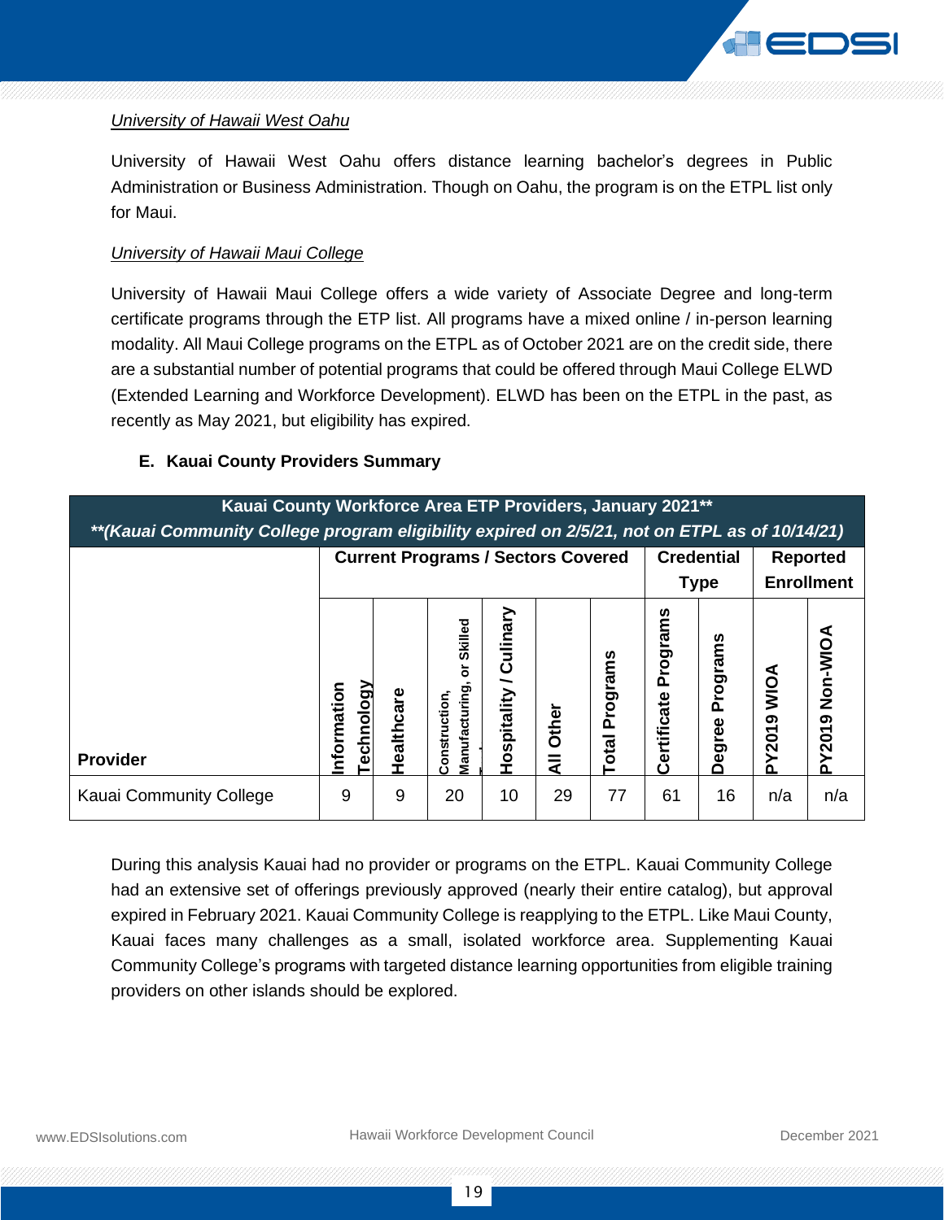*University of Hawaii West Oahu*

University of Hawaii West Oahu offers distance learning bachelor's degrees in Public Administration or Business Administration. Though on Oahu, the program is on the ETPL list only for Maui.

*University of Hawaii Maui College*

University of Hawaii Maui College offers a wide variety of Associate Degree and long-term certificate programs through the ETP list. All programs have a mixed online / in-person learning modality. All Maui College programs on the ETPL as of October 2021 are on the credit side, there are a substantial number of potential programs that could be offered through Maui College ELWD (Extended Learning and Workforce Development). ELWD has been on the ETPL in the past, as recently as May 2021, but eligibility has expired.

**E. Kauai County Providers Summary**

| Kauai County Workforce Area ETP Providers, January 2021** ***(Kauai Community College program eligibility expired on 2/5/21, not on ETPL as of 10/14/21)* | | | | | | | | | | |
|---|---|---|---|---|---|---|---|---|---|---|
| | Current Programs / Sectors Covered | | | | | | Credential Type | | Reported Enrollment | |
| Provider | Information Technology | Healthcare | Construction, Manufacturing, or Skilled | Hospitality / Culinary | All Other | Total Programs | Certificate Programs | Degree Programs | PY2019 WIOA | PY2019 Non-WIOA |
| Kauai Community College | 9 | 9 | 20 | 10 | 29 | 77 | 61 | 16 | n/a | n/a |

During this analysis Kauai had no provider or programs on the ETPL. Kauai Community College had an extensive set of offerings previously approved (nearly their entire catalog), but approval expired in February 2021. Kauai Community College is reapplying to the ETPL. Like Maui County, Kauai faces many challenges as a small, isolated workforce area. Supplementing Kauai Community College's programs with targeted distance learning opportunities from eligible training providers on other islands should be explored.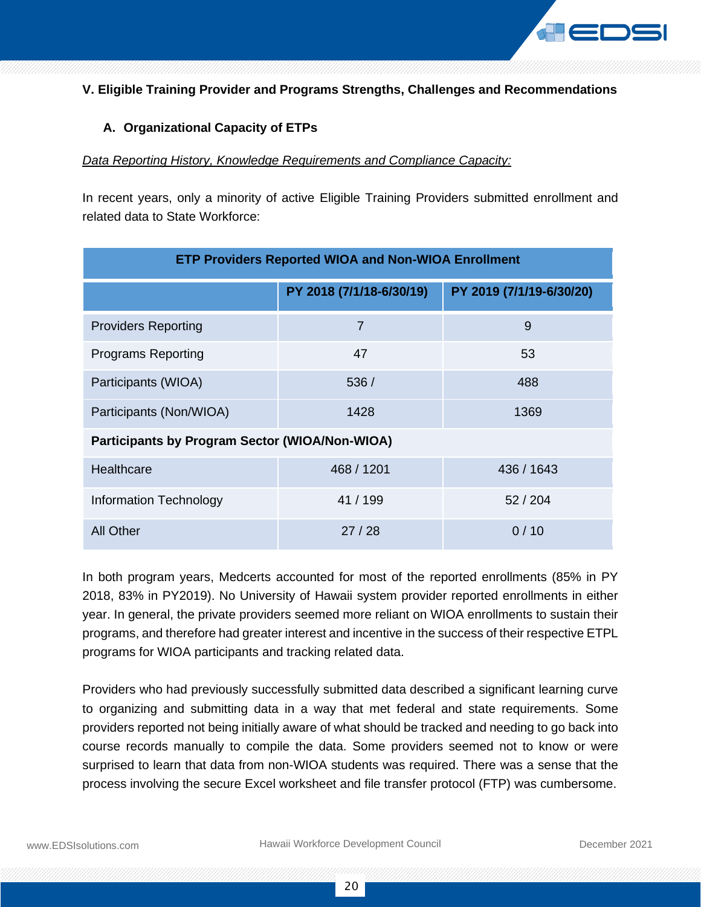## V. Eligible Training Provider and Programs Strengths, Challenges and Recommendations

### A. Organizational Capacity of ETPs

*Data Reporting History, Knowledge Requirements and Compliance Capacity:*

In recent years, only a minority of active Eligible Training Providers submitted enrollment and related data to State Workforce:

| ETP Providers Reported WIOA and Non-WIOA Enrollment | | |
|---|---|---|
| | PY 2018 (7/1/18-6/30/19) | PY 2019 (7/1/19-6/30/20) |
| Providers Reporting | 7 | 9 |
| Programs Reporting | 47 | 53 |
| Participants (WIOA) | 536 / | 488 |
| Participants (Non/WIOA) | 1428 | 1369 |
| **Participants by Program Sector (WIOA/Non-WIOA)** | | |
| Healthcare | 468 / 1201 | 436 / 1643 |
| Information Technology | 41 / 199 | 52 / 204 |
| All Other | 27 / 28 | 0 / 10 |

In both program years, Medcerts accounted for most of the reported enrollments (85% in PY 2018, 83% in PY2019). No University of Hawaii system provider reported enrollments in either year. In general, the private providers seemed more reliant on WIOA enrollments to sustain their programs, and therefore had greater interest and incentive in the success of their respective ETPL programs for WIOA participants and tracking related data.

Providers who had previously successfully submitted data described a significant learning curve to organizing and submitting data in a way that met federal and state requirements. Some providers reported not being initially aware of what should be tracked and needing to go back into course records manually to compile the data. Some providers seemed not to know or were surprised to learn that data from non-WIOA students was required. There was a sense that the process involving the secure Excel worksheet and file transfer protocol (FTP) was cumbersome.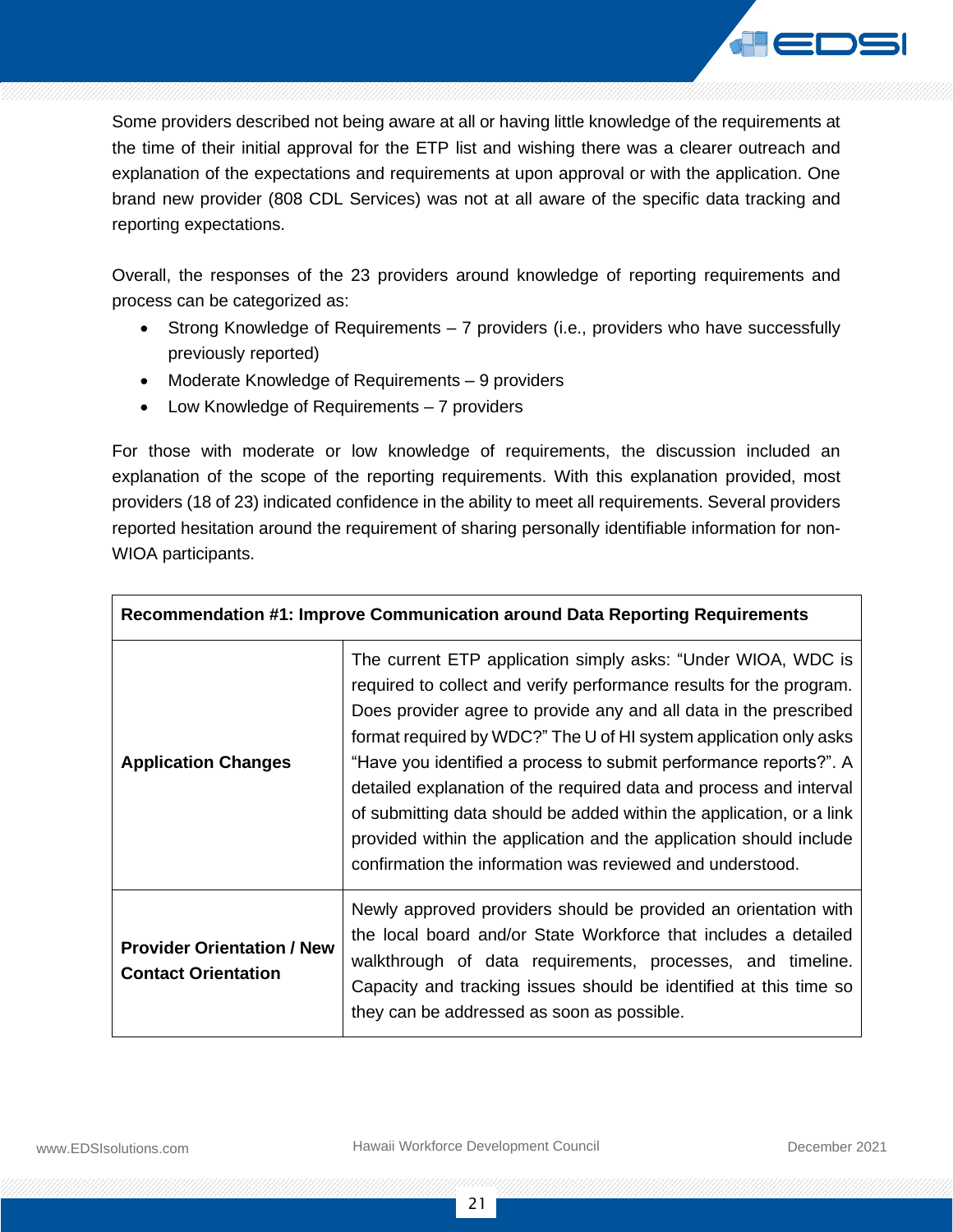Some providers described not being aware at all or having little knowledge of the requirements at the time of their initial approval for the ETP list and wishing there was a clearer outreach and explanation of the expectations and requirements at upon approval or with the application. One brand new provider (808 CDL Services) was not at all aware of the specific data tracking and reporting expectations.

Overall, the responses of the 23 providers around knowledge of reporting requirements and process can be categorized as:

- Strong Knowledge of Requirements – 7 providers (i.e., providers who have successfully previously reported)
- Moderate Knowledge of Requirements – 9 providers
- Low Knowledge of Requirements – 7 providers

For those with moderate or low knowledge of requirements, the discussion included an explanation of the scope of the reporting requirements. With this explanation provided, most providers (18 of 23) indicated confidence in the ability to meet all requirements. Several providers reported hesitation around the requirement of sharing personally identifiable information for non-WIOA participants.

| **Recommendation #1: Improve Communication around Data Reporting Requirements** | |
|---|---|
| **Application Changes** | The current ETP application simply asks: "Under WIOA, WDC is required to collect and verify performance results for the program. Does provider agree to provide any and all data in the prescribed format required by WDC?" The U of HI system application only asks "Have you identified a process to submit performance reports?". A detailed explanation of the required data and process and interval of submitting data should be added within the application, or a link provided within the application and the application should include confirmation the information was reviewed and understood. |
| **Provider Orientation / New Contact Orientation** | Newly approved providers should be provided an orientation with the local board and/or State Workforce that includes a detailed walkthrough of data requirements, processes, and timeline. Capacity and tracking issues should be identified at this time so they can be addressed as soon as possible. |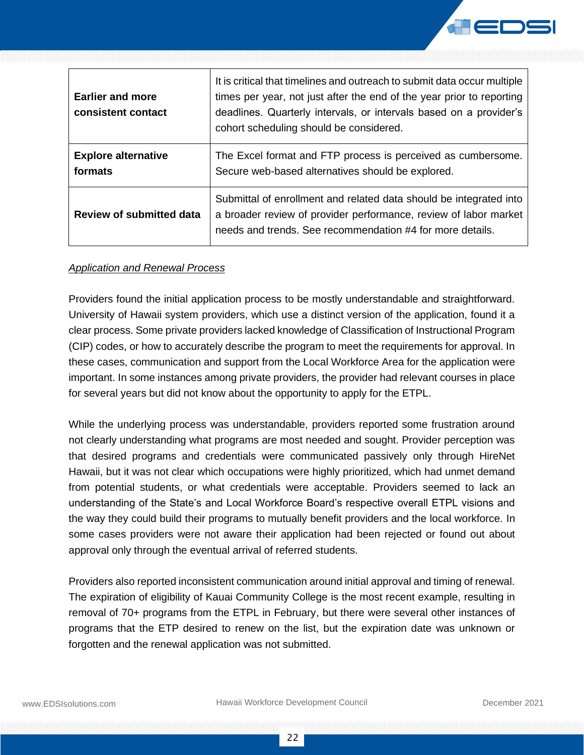| | |
|---|---|
| **Earlier and more consistent contact** | It is critical that timelines and outreach to submit data occur multiple times per year, not just after the end of the year prior to reporting deadlines. Quarterly intervals, or intervals based on a provider's cohort scheduling should be considered. |
| **Explore alternative formats** | The Excel format and FTP process is perceived as cumbersome. Secure web-based alternatives should be explored. |
| **Review of submitted data** | Submittal of enrollment and related data should be integrated into a broader review of provider performance, review of labor market needs and trends. See recommendation #4 for more details. |

*Application and Renewal Process*

Providers found the initial application process to be mostly understandable and straightforward. University of Hawaii system providers, which use a distinct version of the application, found it a clear process. Some private providers lacked knowledge of Classification of Instructional Program (CIP) codes, or how to accurately describe the program to meet the requirements for approval. In these cases, communication and support from the Local Workforce Area for the application were important. In some instances among private providers, the provider had relevant courses in place for several years but did not know about the opportunity to apply for the ETPL.

While the underlying process was understandable, providers reported some frustration around not clearly understanding what programs are most needed and sought. Provider perception was that desired programs and credentials were communicated passively only through HireNet Hawaii, but it was not clear which occupations were highly prioritized, which had unmet demand from potential students, or what credentials were acceptable. Providers seemed to lack an understanding of the State's and Local Workforce Board's respective overall ETPL visions and the way they could build their programs to mutually benefit providers and the local workforce. In some cases providers were not aware their application had been rejected or found out about approval only through the eventual arrival of referred students.

Providers also reported inconsistent communication around initial approval and timing of renewal. The expiration of eligibility of Kauai Community College is the most recent example, resulting in removal of 70+ programs from the ETPL in February, but there were several other instances of programs that the ETP desired to renew on the list, but the expiration date was unknown or forgotten and the renewal application was not submitted.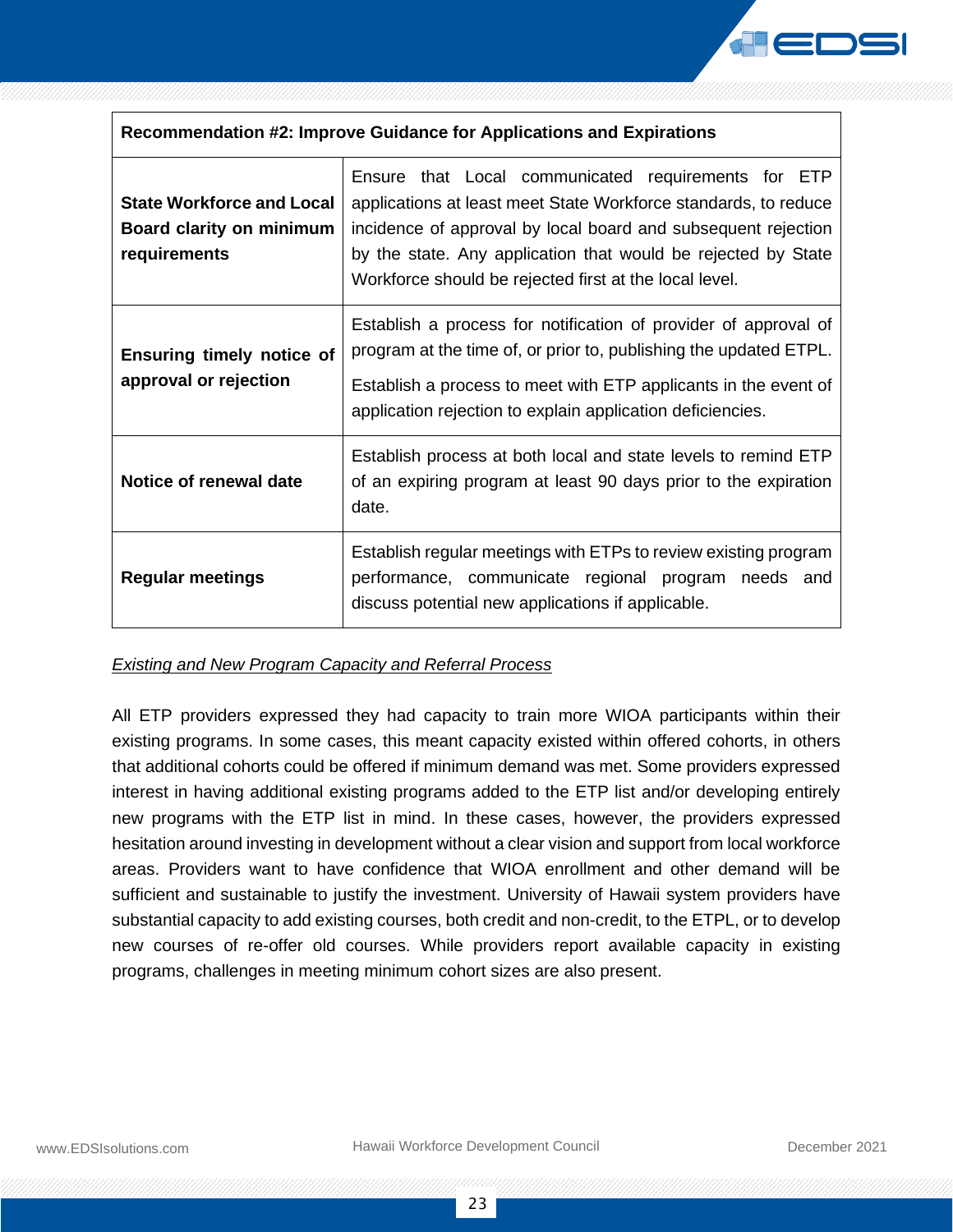| Recommendation #2: Improve Guidance for Applications and Expirations | |
|---|---|
| **State Workforce and Local Board clarity on minimum requirements** | Ensure that Local communicated requirements for ETP applications at least meet State Workforce standards, to reduce incidence of approval by local board and subsequent rejection by the state. Any application that would be rejected by State Workforce should be rejected first at the local level. |
| **Ensuring timely notice of approval or rejection** | Establish a process for notification of provider of approval of program at the time of, or prior to, publishing the updated ETPL.<br>Establish a process to meet with ETP applicants in the event of application rejection to explain application deficiencies. |
| **Notice of renewal date** | Establish process at both local and state levels to remind ETP of an expiring program at least 90 days prior to the expiration date. |
| **Regular meetings** | Establish regular meetings with ETPs to review existing program performance, communicate regional program needs and discuss potential new applications if applicable. |

*Existing and New Program Capacity and Referral Process*

All ETP providers expressed they had capacity to train more WIOA participants within their existing programs. In some cases, this meant capacity existed within offered cohorts, in others that additional cohorts could be offered if minimum demand was met. Some providers expressed interest in having additional existing programs added to the ETP list and/or developing entirely new programs with the ETP list in mind. In these cases, however, the providers expressed hesitation around investing in development without a clear vision and support from local workforce areas. Providers want to have confidence that WIOA enrollment and other demand will be sufficient and sustainable to justify the investment. University of Hawaii system providers have substantial capacity to add existing courses, both credit and non-credit, to the ETPL, or to develop new courses of re-offer old courses. While providers report available capacity in existing programs, challenges in meeting minimum cohort sizes are also present.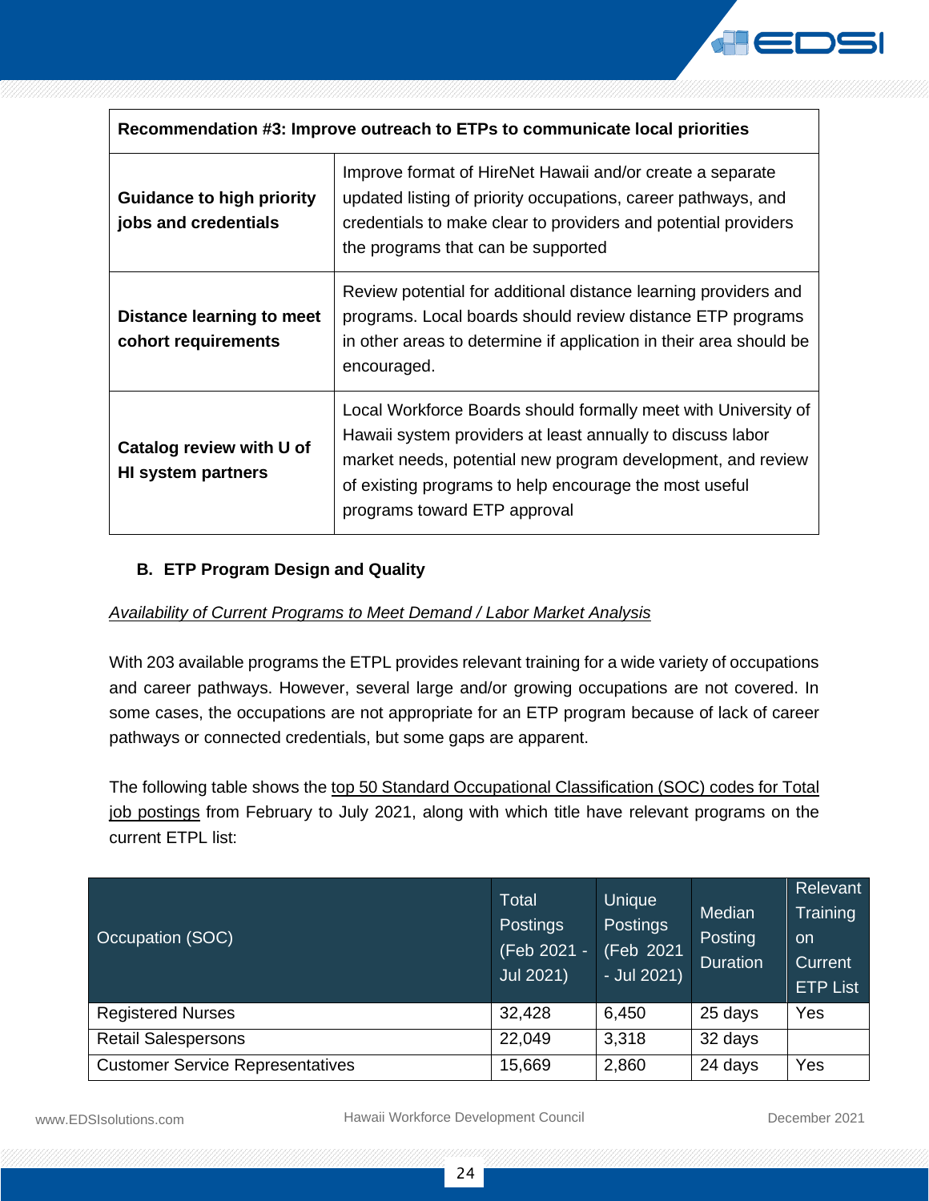| Recommendation #3: Improve outreach to ETPs to communicate local priorities | |
|---|---|
| **Guidance to high priority jobs and credentials** | Improve format of HireNet Hawaii and/or create a separate updated listing of priority occupations, career pathways, and credentials to make clear to providers and potential providers the programs that can be supported |
| **Distance learning to meet cohort requirements** | Review potential for additional distance learning providers and programs. Local boards should review distance ETP programs in other areas to determine if application in their area should be encouraged. |
| **Catalog review with U of HI system partners** | Local Workforce Boards should formally meet with University of Hawaii system providers at least annually to discuss labor market needs, potential new program development, and review of existing programs to help encourage the most useful programs toward ETP approval |

### B. ETP Program Design and Quality

*Availability of Current Programs to Meet Demand / Labor Market Analysis*

With 203 available programs the ETPL provides relevant training for a wide variety of occupations and career pathways. However, several large and/or growing occupations are not covered. In some cases, the occupations are not appropriate for an ETP program because of lack of career pathways or connected credentials, but some gaps are apparent.

The following table shows the top 50 Standard Occupational Classification (SOC) codes for Total job postings from February to July 2021, along with which title have relevant programs on the current ETPL list:

| Occupation (SOC) | Total Postings (Feb 2021 - Jul 2021) | Unique Postings (Feb 2021 - Jul 2021) | Median Posting Duration | Relevant Training on Current ETP List |
|---|---|---|---|---|
| Registered Nurses | 32,428 | 6,450 | 25 days | Yes |
| Retail Salespersons | 22,049 | 3,318 | 32 days | |
| Customer Service Representatives | 15,669 | 2,860 | 24 days | Yes |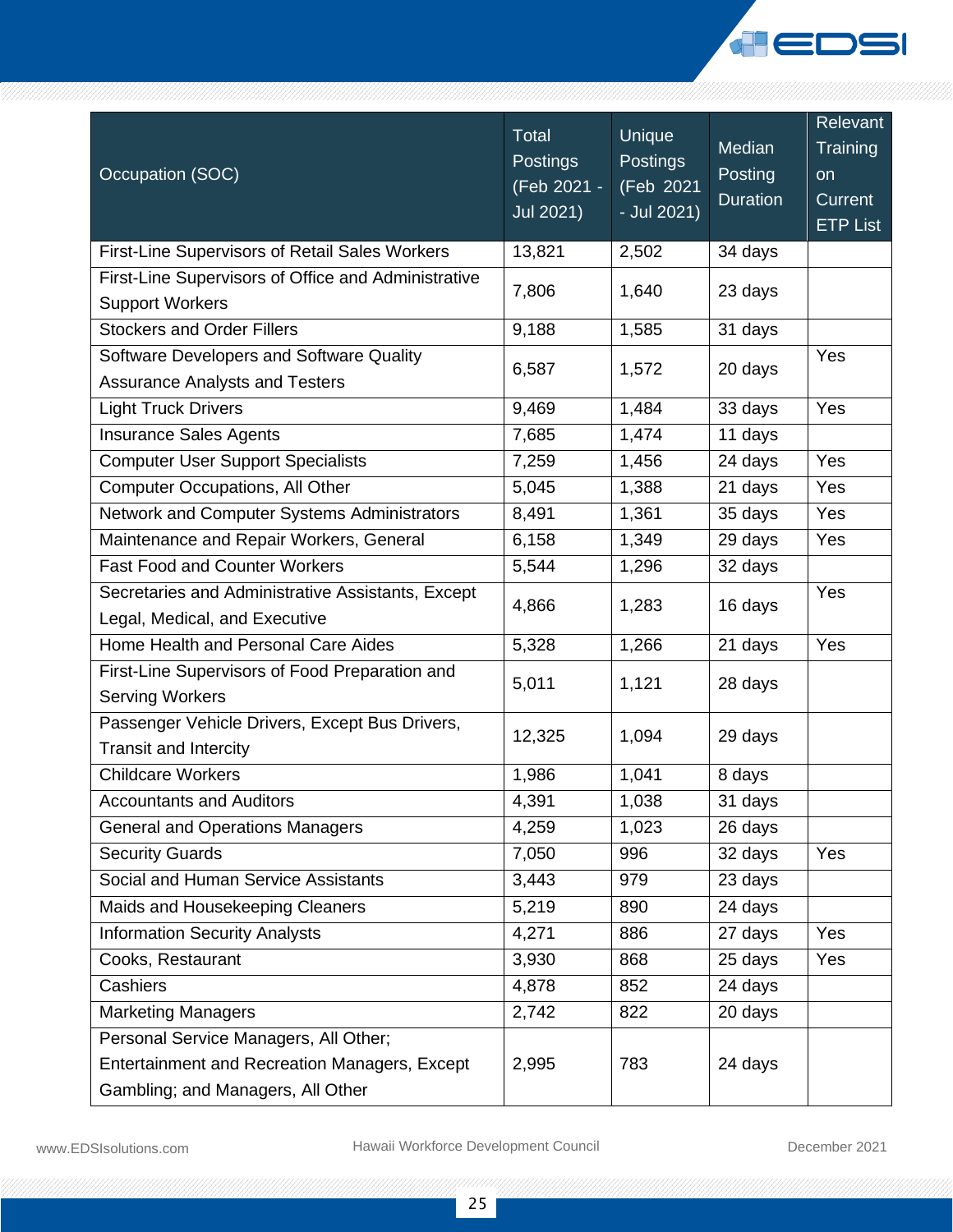| Occupation (SOC) | Total Postings (Feb 2021 - Jul 2021) | Unique Postings (Feb 2021 - Jul 2021) | Median Posting Duration | Relevant Training on Current ETP List |
|---|---|---|---|---|
| First-Line Supervisors of Retail Sales Workers | 13,821 | 2,502 | 34 days | |
| First-Line Supervisors of Office and Administrative Support Workers | 7,806 | 1,640 | 23 days | |
| Stockers and Order Fillers | 9,188 | 1,585 | 31 days | |
| Software Developers and Software Quality Assurance Analysts and Testers | 6,587 | 1,572 | 20 days | Yes |
| Light Truck Drivers | 9,469 | 1,484 | 33 days | Yes |
| Insurance Sales Agents | 7,685 | 1,474 | 11 days | |
| Computer User Support Specialists | 7,259 | 1,456 | 24 days | Yes |
| Computer Occupations, All Other | 5,045 | 1,388 | 21 days | Yes |
| Network and Computer Systems Administrators | 8,491 | 1,361 | 35 days | Yes |
| Maintenance and Repair Workers, General | 6,158 | 1,349 | 29 days | Yes |
| Fast Food and Counter Workers | 5,544 | 1,296 | 32 days | |
| Secretaries and Administrative Assistants, Except Legal, Medical, and Executive | 4,866 | 1,283 | 16 days | Yes |
| Home Health and Personal Care Aides | 5,328 | 1,266 | 21 days | Yes |
| First-Line Supervisors of Food Preparation and Serving Workers | 5,011 | 1,121 | 28 days | |
| Passenger Vehicle Drivers, Except Bus Drivers, Transit and Intercity | 12,325 | 1,094 | 29 days | |
| Childcare Workers | 1,986 | 1,041 | 8 days | |
| Accountants and Auditors | 4,391 | 1,038 | 31 days | |
| General and Operations Managers | 4,259 | 1,023 | 26 days | |
| Security Guards | 7,050 | 996 | 32 days | Yes |
| Social and Human Service Assistants | 3,443 | 979 | 23 days | |
| Maids and Housekeeping Cleaners | 5,219 | 890 | 24 days | |
| Information Security Analysts | 4,271 | 886 | 27 days | Yes |
| Cooks, Restaurant | 3,930 | 868 | 25 days | Yes |
| Cashiers | 4,878 | 852 | 24 days | |
| Marketing Managers | 2,742 | 822 | 20 days | |
| Personal Service Managers, All Other; Entertainment and Recreation Managers, Except Gambling; and Managers, All Other | 2,995 | 783 | 24 days | |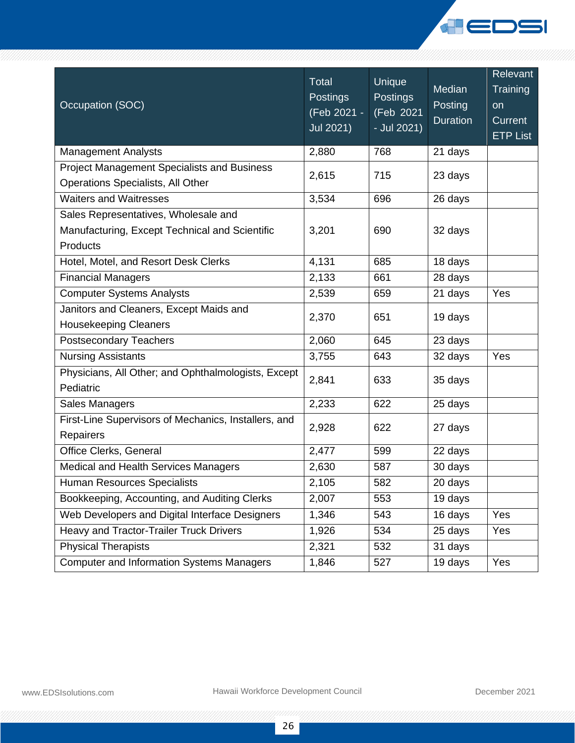| Occupation (SOC) | Total Postings (Feb 2021 - Jul 2021) | Unique Postings (Feb 2021 - Jul 2021) | Median Posting Duration | Relevant Training on Current ETP List |
|---|---|---|---|---|
| Management Analysts | 2,880 | 768 | 21 days | |
| Project Management Specialists and Business Operations Specialists, All Other | 2,615 | 715 | 23 days | |
| Waiters and Waitresses | 3,534 | 696 | 26 days | |
| Sales Representatives, Wholesale and Manufacturing, Except Technical and Scientific Products | 3,201 | 690 | 32 days | |
| Hotel, Motel, and Resort Desk Clerks | 4,131 | 685 | 18 days | |
| Financial Managers | 2,133 | 661 | 28 days | |
| Computer Systems Analysts | 2,539 | 659 | 21 days | Yes |
| Janitors and Cleaners, Except Maids and Housekeeping Cleaners | 2,370 | 651 | 19 days | |
| Postsecondary Teachers | 2,060 | 645 | 23 days | |
| Nursing Assistants | 3,755 | 643 | 32 days | Yes |
| Physicians, All Other; and Ophthalmologists, Except Pediatric | 2,841 | 633 | 35 days | |
| Sales Managers | 2,233 | 622 | 25 days | |
| First-Line Supervisors of Mechanics, Installers, and Repairers | 2,928 | 622 | 27 days | |
| Office Clerks, General | 2,477 | 599 | 22 days | |
| Medical and Health Services Managers | 2,630 | 587 | 30 days | |
| Human Resources Specialists | 2,105 | 582 | 20 days | |
| Bookkeeping, Accounting, and Auditing Clerks | 2,007 | 553 | 19 days | |
| Web Developers and Digital Interface Designers | 1,346 | 543 | 16 days | Yes |
| Heavy and Tractor-Trailer Truck Drivers | 1,926 | 534 | 25 days | Yes |
| Physical Therapists | 2,321 | 532 | 31 days | |
| Computer and Information Systems Managers | 1,846 | 527 | 19 days | Yes |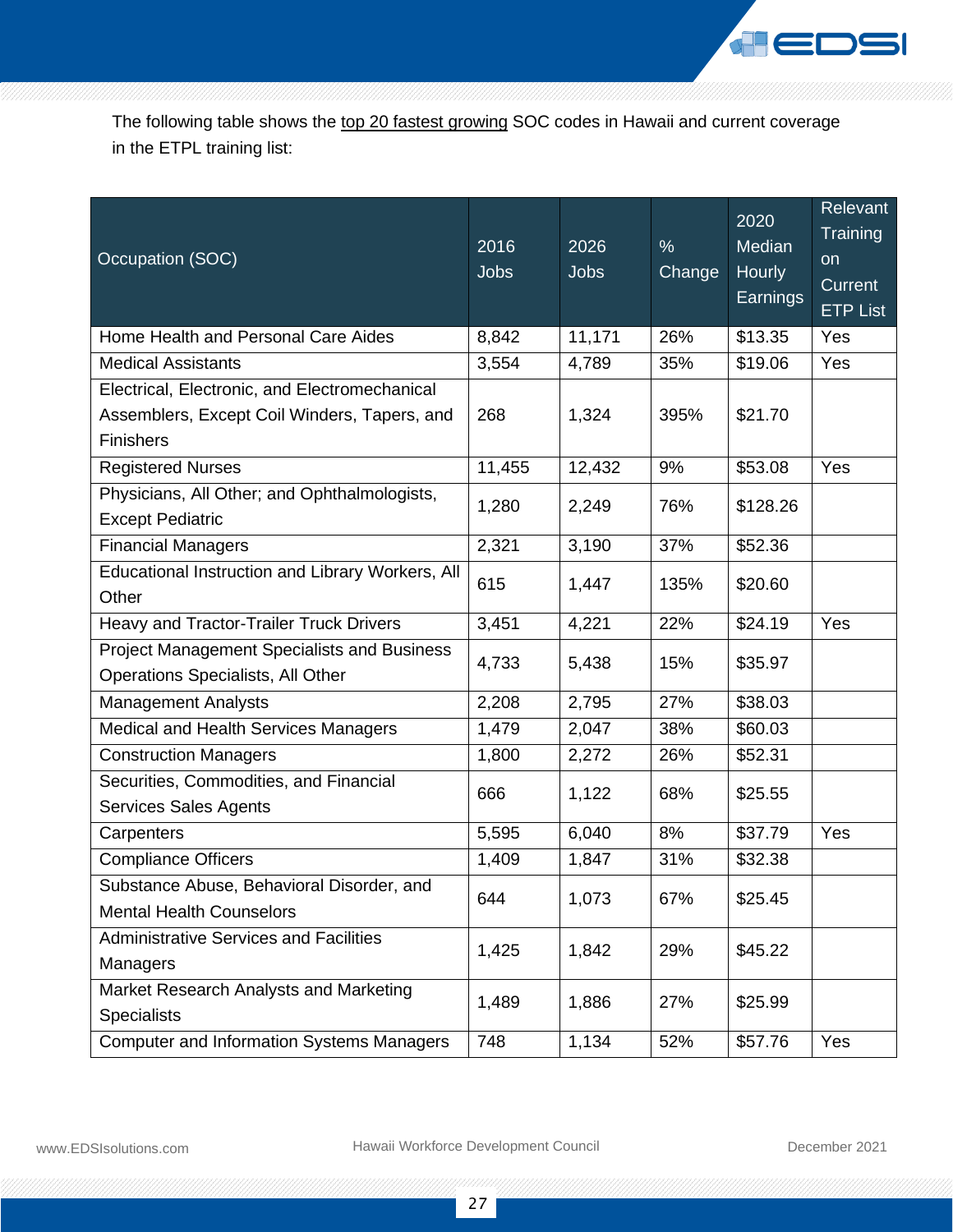The following table shows the top 20 fastest growing SOC codes in Hawaii and current coverage in the ETPL training list:

| Occupation (SOC) | 2016 Jobs | 2026 Jobs | % Change | 2020 Median Hourly Earnings | Relevant Training on Current ETP List |
|---|---|---|---|---|---|
| Home Health and Personal Care Aides | 8,842 | 11,171 | 26% | $13.35 | Yes |
| Medical Assistants | 3,554 | 4,789 | 35% | $19.06 | Yes |
| Electrical, Electronic, and Electromechanical Assemblers, Except Coil Winders, Tapers, and Finishers | 268 | 1,324 | 395% | $21.70 | |
| Registered Nurses | 11,455 | 12,432 | 9% | $53.08 | Yes |
| Physicians, All Other; and Ophthalmologists, Except Pediatric | 1,280 | 2,249 | 76% | $128.26 | |
| Financial Managers | 2,321 | 3,190 | 37% | $52.36 | |
| Educational Instruction and Library Workers, All Other | 615 | 1,447 | 135% | $20.60 | |
| Heavy and Tractor-Trailer Truck Drivers | 3,451 | 4,221 | 22% | $24.19 | Yes |
| Project Management Specialists and Business Operations Specialists, All Other | 4,733 | 5,438 | 15% | $35.97 | |
| Management Analysts | 2,208 | 2,795 | 27% | $38.03 | |
| Medical and Health Services Managers | 1,479 | 2,047 | 38% | $60.03 | |
| Construction Managers | 1,800 | 2,272 | 26% | $52.31 | |
| Securities, Commodities, and Financial Services Sales Agents | 666 | 1,122 | 68% | $25.55 | |
| Carpenters | 5,595 | 6,040 | 8% | $37.79 | Yes |
| Compliance Officers | 1,409 | 1,847 | 31% | $32.38 | |
| Substance Abuse, Behavioral Disorder, and Mental Health Counselors | 644 | 1,073 | 67% | $25.45 | |
| Administrative Services and Facilities Managers | 1,425 | 1,842 | 29% | $45.22 | |
| Market Research Analysts and Marketing Specialists | 1,489 | 1,886 | 27% | $25.99 | |
| Computer and Information Systems Managers | 748 | 1,134 | 52% | $57.76 | Yes |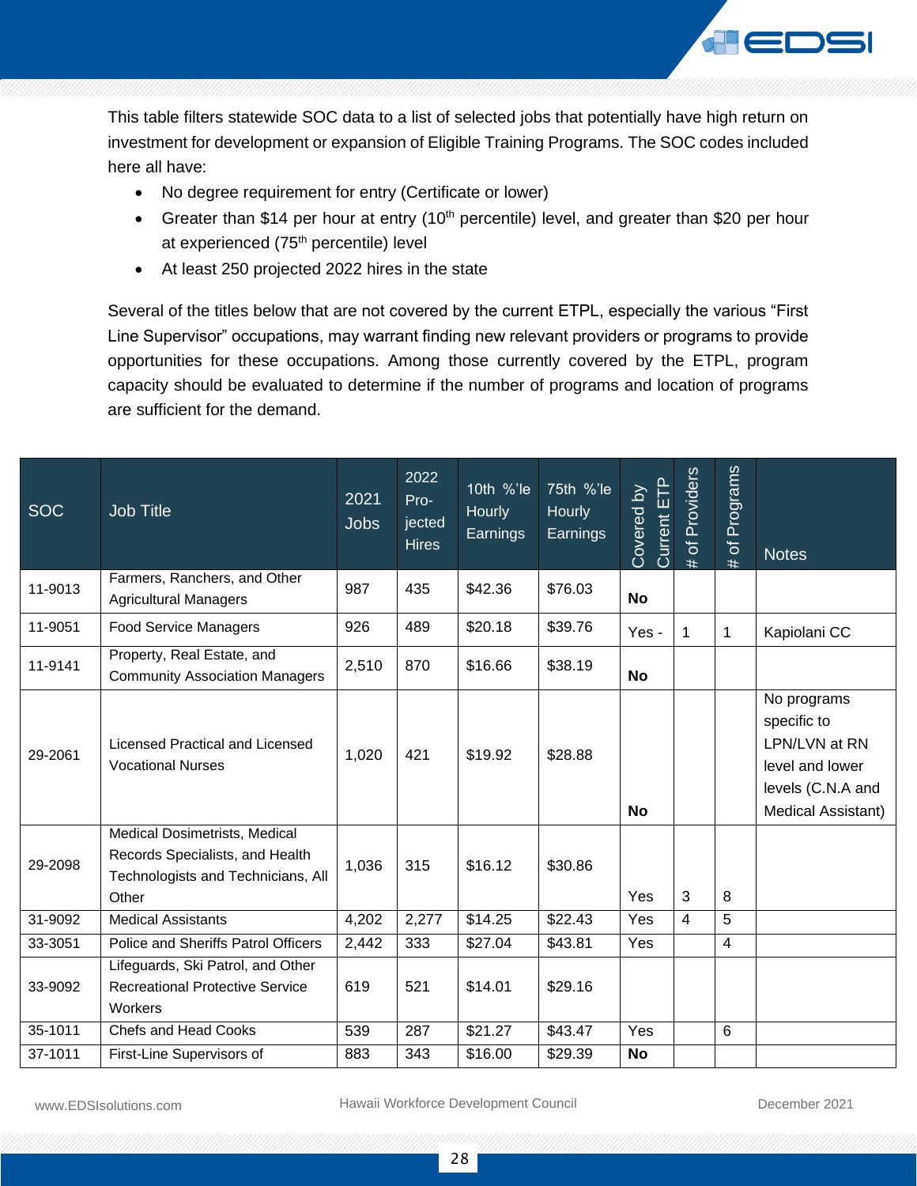This table filters statewide SOC data to a list of selected jobs that potentially have high return on investment for development or expansion of Eligible Training Programs. The SOC codes included here all have:

- No degree requirement for entry (Certificate or lower)
- Greater than $14 per hour at entry (10th percentile) level, and greater than $20 per hour at experienced (75th percentile) level
- At least 250 projected 2022 hires in the state

Several of the titles below that are not covered by the current ETPL, especially the various "First Line Supervisor" occupations, may warrant finding new relevant providers or programs to provide opportunities for these occupations. Among those currently covered by the ETPL, program capacity should be evaluated to determine if the number of programs and location of programs are sufficient for the demand.

| SOC | Job Title | 2021 Jobs | 2022 Projected Hires | 10th %'le Hourly Earnings | 75th %'le Hourly Earnings | Covered by Current ETP | # of Providers | # of Programs | Notes |
|---|---|---|---|---|---|---|---|---|---|
| 11-9013 | Farmers, Ranchers, and Other Agricultural Managers | 987 | 435 | $42.36 | $76.03 | **No** | | | |
| 11-9051 | Food Service Managers | 926 | 489 | $20.18 | $39.76 | Yes - | 1 | 1 | Kapiolani CC |
| 11-9141 | Property, Real Estate, and Community Association Managers | 2,510 | 870 | $16.66 | $38.19 | **No** | | | |
| 29-2061 | Licensed Practical and Licensed Vocational Nurses | 1,020 | 421 | $19.92 | $28.88 | **No** | | | No programs specific to LPN/LVN at RN level and lower levels (C.N.A and Medical Assistant) |
| 29-2098 | Medical Dosimetrists, Medical Records Specialists, and Health Technologists and Technicians, All Other | 1,036 | 315 | $16.12 | $30.86 | Yes | 3 | 8 | |
| 31-9092 | Medical Assistants | 4,202 | 2,277 | $14.25 | $22.43 | Yes | 4 | 5 | |
| 33-3051 | Police and Sheriffs Patrol Officers | 2,442 | 333 | $27.04 | $43.81 | Yes | | 4 | |
| 33-9092 | Lifeguards, Ski Patrol, and Other Recreational Protective Service Workers | 619 | 521 | $14.01 | $29.16 | | | | |
| 35-1011 | Chefs and Head Cooks | 539 | 287 | $21.27 | $43.47 | Yes | | 6 | |
| 37-1011 | First-Line Supervisors of | 883 | 343 | $16.00 | $29.39 | **No** | | | |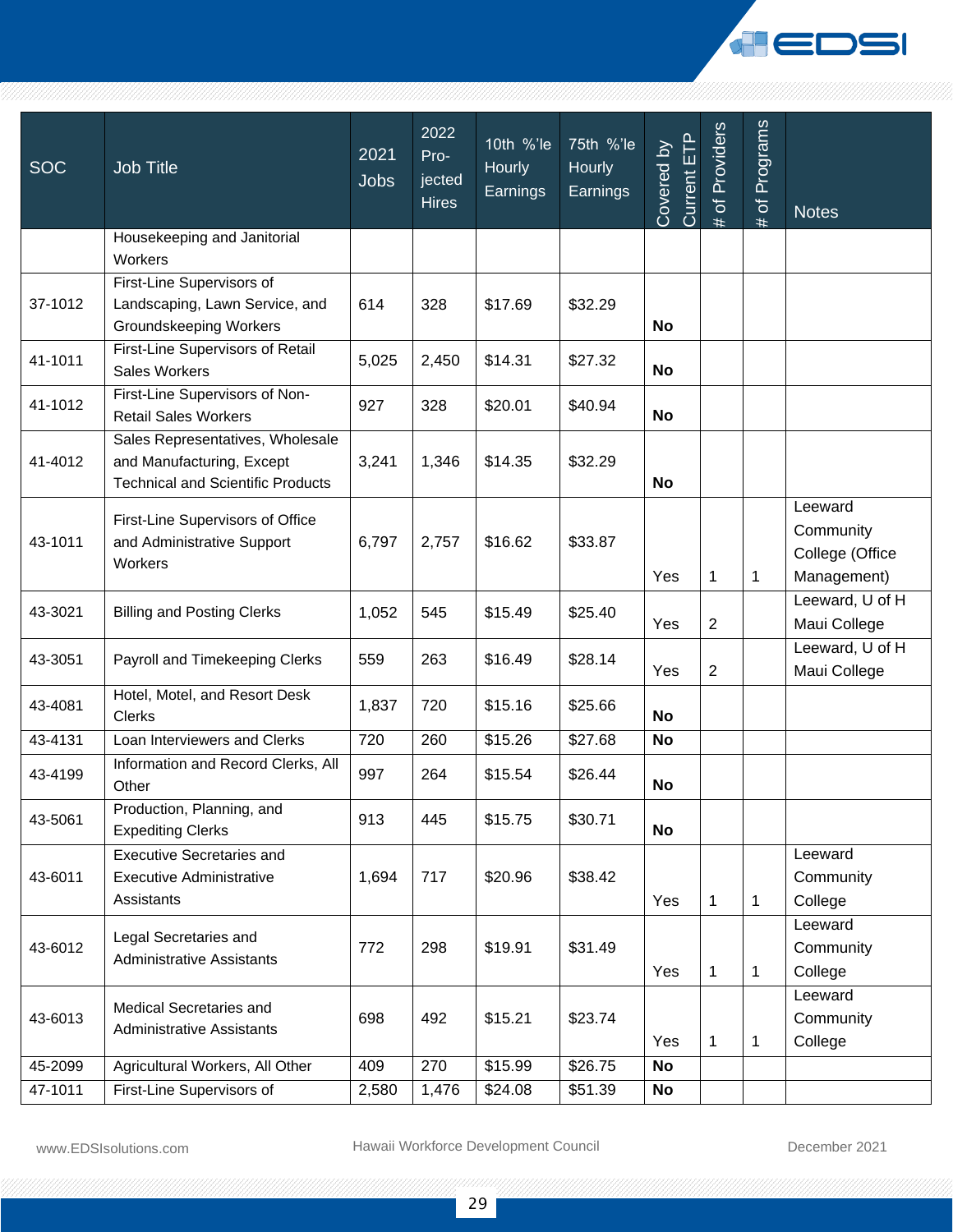| SOC | Job Title | 2021 Jobs | 2022 Pro-jected Hires | 10th %'le Hourly Earnings | 75th %'le Hourly Earnings | Covered by Current ETP | # of Providers | # of Programs | Notes |
|---|---|---|---|---|---|---|---|---|---|
| | Housekeeping and Janitorial Workers | | | | | | | | |
| 37-1012 | First-Line Supervisors of Landscaping, Lawn Service, and Groundskeeping Workers | 614 | 328 | $17.69 | $32.29 | **No** | | | |
| 41-1011 | First-Line Supervisors of Retail Sales Workers | 5,025 | 2,450 | $14.31 | $27.32 | **No** | | | |
| 41-1012 | First-Line Supervisors of Non-Retail Sales Workers | 927 | 328 | $20.01 | $40.94 | **No** | | | |
| 41-4012 | Sales Representatives, Wholesale and Manufacturing, Except Technical and Scientific Products | 3,241 | 1,346 | $14.35 | $32.29 | **No** | | | |
| 43-1011 | First-Line Supervisors of Office and Administrative Support Workers | 6,797 | 2,757 | $16.62 | $33.87 | Yes | 1 | 1 | Leeward Community College (Office Management) |
| 43-3021 | Billing and Posting Clerks | 1,052 | 545 | $15.49 | $25.40 | Yes | 2 | | Leeward, U of H Maui College |
| 43-3051 | Payroll and Timekeeping Clerks | 559 | 263 | $16.49 | $28.14 | Yes | 2 | | Leeward, U of H Maui College |
| 43-4081 | Hotel, Motel, and Resort Desk Clerks | 1,837 | 720 | $15.16 | $25.66 | **No** | | | |
| 43-4131 | Loan Interviewers and Clerks | 720 | 260 | $15.26 | $27.68 | **No** | | | |
| 43-4199 | Information and Record Clerks, All Other | 997 | 264 | $15.54 | $26.44 | **No** | | | |
| 43-5061 | Production, Planning, and Expediting Clerks | 913 | 445 | $15.75 | $30.71 | **No** | | | |
| 43-6011 | Executive Secretaries and Executive Administrative Assistants | 1,694 | 717 | $20.96 | $38.42 | Yes | 1 | 1 | Leeward Community College |
| 43-6012 | Legal Secretaries and Administrative Assistants | 772 | 298 | $19.91 | $31.49 | Yes | 1 | 1 | Leeward Community College |
| 43-6013 | Medical Secretaries and Administrative Assistants | 698 | 492 | $15.21 | $23.74 | Yes | 1 | 1 | Leeward Community College |
| 45-2099 | Agricultural Workers, All Other | 409 | 270 | $15.99 | $26.75 | **No** | | | |
| 47-1011 | First-Line Supervisors of | 2,580 | 1,476 | $24.08 | $51.39 | **No** | | | |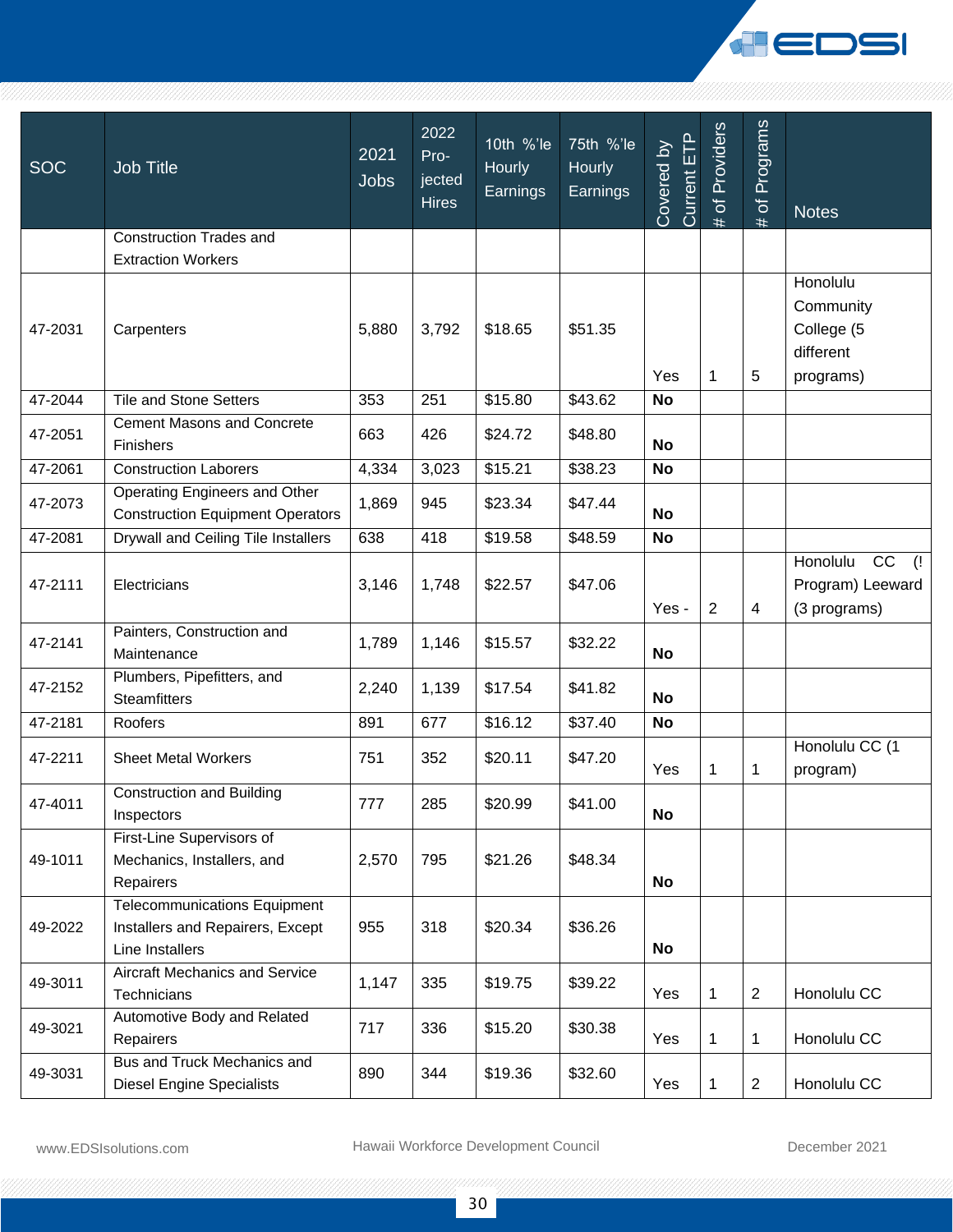| SOC | Job Title | 2021 Jobs | 2022 Pro-jected Hires | 10th %'le Hourly Earnings | 75th %'le Hourly Earnings | Covered by Current ETP | # of Providers | # of Programs | Notes |
|---|---|---|---|---|---|---|---|---|---|
| | Construction Trades and Extraction Workers | | | | | | | | |
| 47-2031 | Carpenters | 5,880 | 3,792 | $18.65 | $51.35 | Yes | 1 | 5 | Honolulu Community College (5 different programs) |
| 47-2044 | Tile and Stone Setters | 353 | 251 | $15.80 | $43.62 | **No** | | | |
| 47-2051 | Cement Masons and Concrete Finishers | 663 | 426 | $24.72 | $48.80 | **No** | | | |
| 47-2061 | Construction Laborers | 4,334 | 3,023 | $15.21 | $38.23 | **No** | | | |
| 47-2073 | Operating Engineers and Other Construction Equipment Operators | 1,869 | 945 | $23.34 | $47.44 | **No** | | | |
| 47-2081 | Drywall and Ceiling Tile Installers | 638 | 418 | $19.58 | $48.59 | **No** | | | |
| 47-2111 | Electricians | 3,146 | 1,748 | $22.57 | $47.06 | Yes - | 2 | 4 | Honolulu CC (! Program) Leeward (3 programs) |
| 47-2141 | Painters, Construction and Maintenance | 1,789 | 1,146 | $15.57 | $32.22 | **No** | | | |
| 47-2152 | Plumbers, Pipefitters, and Steamfitters | 2,240 | 1,139 | $17.54 | $41.82 | **No** | | | |
| 47-2181 | Roofers | 891 | 677 | $16.12 | $37.40 | **No** | | | |
| 47-2211 | Sheet Metal Workers | 751 | 352 | $20.11 | $47.20 | Yes | 1 | 1 | Honolulu CC (1 program) |
| 47-4011 | Construction and Building Inspectors | 777 | 285 | $20.99 | $41.00 | **No** | | | |
| 49-1011 | First-Line Supervisors of Mechanics, Installers, and Repairers | 2,570 | 795 | $21.26 | $48.34 | **No** | | | |
| 49-2022 | Telecommunications Equipment Installers and Repairers, Except Line Installers | 955 | 318 | $20.34 | $36.26 | **No** | | | |
| 49-3011 | Aircraft Mechanics and Service Technicians | 1,147 | 335 | $19.75 | $39.22 | Yes | 1 | 2 | Honolulu CC |
| 49-3021 | Automotive Body and Related Repairers | 717 | 336 | $15.20 | $30.38 | Yes | 1 | 1 | Honolulu CC |
| 49-3031 | Bus and Truck Mechanics and Diesel Engine Specialists | 890 | 344 | $19.36 | $32.60 | Yes | 1 | 2 | Honolulu CC |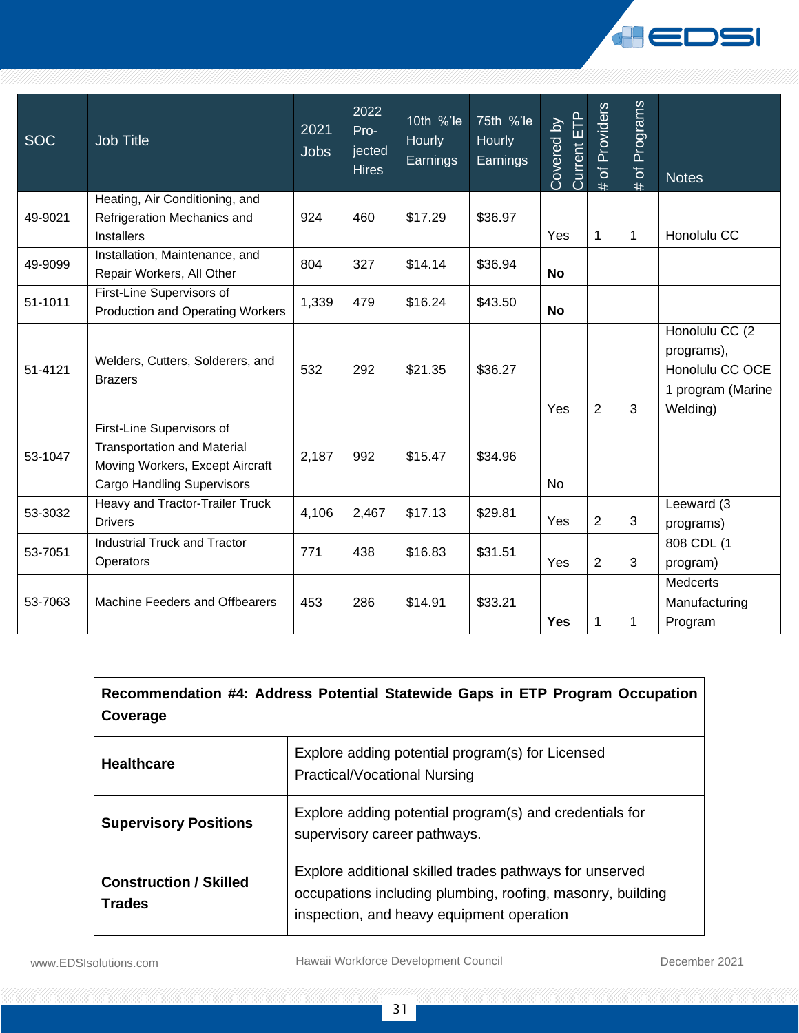| SOC | Job Title | 2021 Jobs | 2022 Projected Hires | 10th %'le Hourly Earnings | 75th %'le Hourly Earnings | Covered by Current ETP | # of Providers | # of Programs | Notes |
|---|---|---|---|---|---|---|---|---|---|
| 49-9021 | Heating, Air Conditioning, and Refrigeration Mechanics and Installers | 924 | 460 | $17.29 | $36.97 | Yes | 1 | 1 | Honolulu CC |
| 49-9099 | Installation, Maintenance, and Repair Workers, All Other | 804 | 327 | $14.14 | $36.94 | **No** | | | |
| 51-1011 | First-Line Supervisors of Production and Operating Workers | 1,339 | 479 | $16.24 | $43.50 | **No** | | | |
| 51-4121 | Welders, Cutters, Solderers, and Brazers | 532 | 292 | $21.35 | $36.27 | Yes | 2 | 3 | Honolulu CC (2 programs), Honolulu CC OCE 1 program (Marine Welding) |
| 53-1047 | First-Line Supervisors of Transportation and Material Moving Workers, Except Aircraft Cargo Handling Supervisors | 2,187 | 992 | $15.47 | $34.96 | No | | | |
| 53-3032 | Heavy and Tractor-Trailer Truck Drivers | 4,106 | 2,467 | $17.13 | $29.81 | Yes | 2 | 3 | Leeward (3 programs) 808 CDL (1 program) |
| 53-7051 | Industrial Truck and Tractor Operators | 771 | 438 | $16.83 | $31.51 | Yes | 2 | 3 | |
| 53-7063 | Machine Feeders and Offbearers | 453 | 286 | $14.91 | $33.21 | **Yes** | 1 | 1 | Medcerts Manufacturing Program |

| **Recommendation #4: Address Potential Statewide Gaps in ETP Program Occupation Coverage** | |
|---|---|
| **Healthcare** | Explore adding potential program(s) for Licensed Practical/Vocational Nursing |
| **Supervisory Positions** | Explore adding potential program(s) and credentials for supervisory career pathways. |
| **Construction / Skilled Trades** | Explore additional skilled trades pathways for unserved occupations including plumbing, roofing, masonry, building inspection, and heavy equipment operation |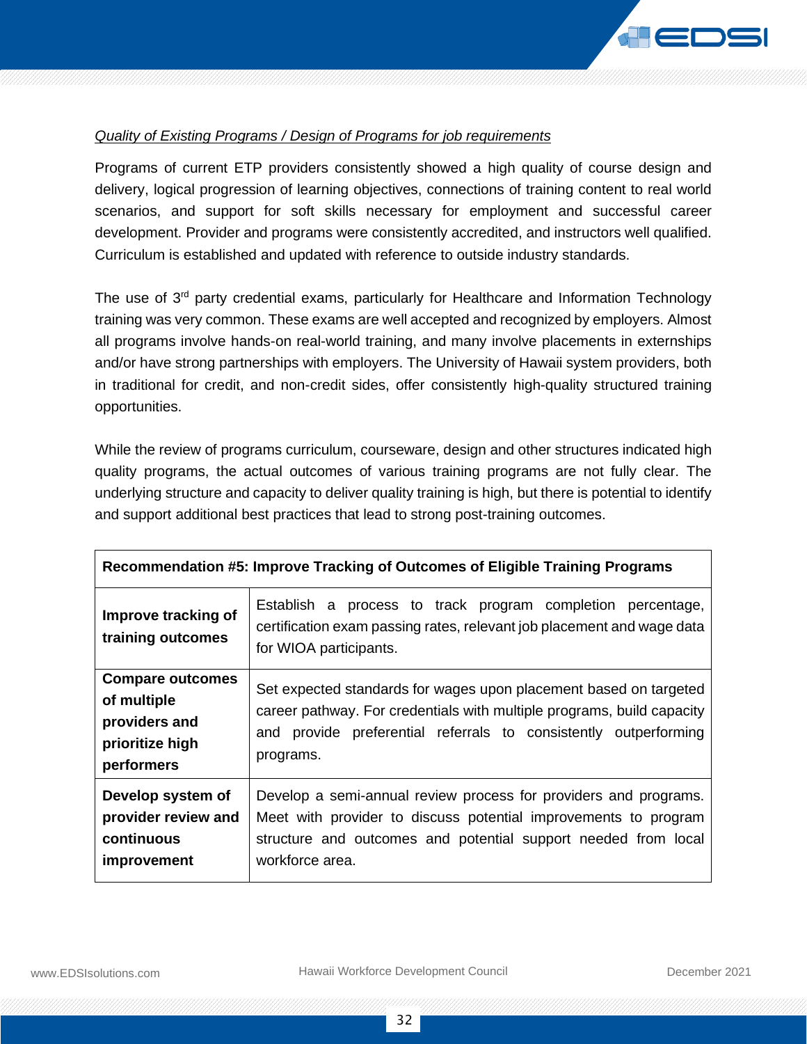*<u>Quality of Existing Programs / Design of Programs for job requirements</u>*

Programs of current ETP providers consistently showed a high quality of course design and delivery, logical progression of learning objectives, connections of training content to real world scenarios, and support for soft skills necessary for employment and successful career development. Provider and programs were consistently accredited, and instructors well qualified. Curriculum is established and updated with reference to outside industry standards.

The use of 3rd party credential exams, particularly for Healthcare and Information Technology training was very common. These exams are well accepted and recognized by employers. Almost all programs involve hands-on real-world training, and many involve placements in externships and/or have strong partnerships with employers. The University of Hawaii system providers, both in traditional for credit, and non-credit sides, offer consistently high-quality structured training opportunities.

While the review of programs curriculum, courseware, design and other structures indicated high quality programs, the actual outcomes of various training programs are not fully clear. The underlying structure and capacity to deliver quality training is high, but there is potential to identify and support additional best practices that lead to strong post-training outcomes.

| **Recommendation #5: Improve Tracking of Outcomes of Eligible Training Programs** | |
|---|---|
| **Improve tracking of training outcomes** | Establish a process to track program completion percentage, certification exam passing rates, relevant job placement and wage data for WIOA participants. |
| **Compare outcomes of multiple providers and prioritize high performers** | Set expected standards for wages upon placement based on targeted career pathway. For credentials with multiple programs, build capacity and provide preferential referrals to consistently outperforming programs. |
| **Develop system of provider review and continuous improvement** | Develop a semi-annual review process for providers and programs. Meet with provider to discuss potential improvements to program structure and outcomes and potential support needed from local workforce area. |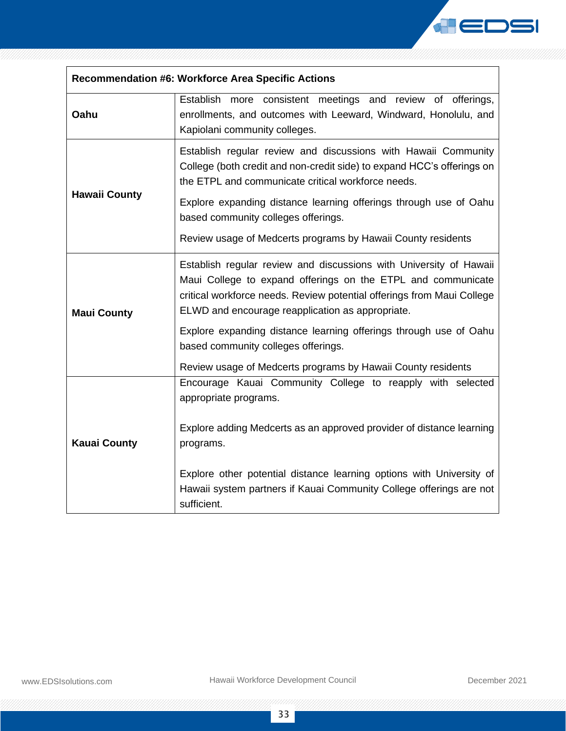| Recommendation #6: Workforce Area Specific Actions | |
|---|---|
| **Oahu** | Establish more consistent meetings and review of offerings, enrollments, and outcomes with Leeward, Windward, Honolulu, and Kapiolani community colleges. |
| **Hawaii County** | Establish regular review and discussions with Hawaii Community College (both credit and non-credit side) to expand HCC's offerings on the ETPL and communicate critical workforce needs.<br><br>Explore expanding distance learning offerings through use of Oahu based community colleges offerings.<br><br>Review usage of Medcerts programs by Hawaii County residents |
| **Maui County** | Establish regular review and discussions with University of Hawaii Maui College to expand offerings on the ETPL and communicate critical workforce needs. Review potential offerings from Maui College ELWD and encourage reapplication as appropriate.<br><br>Explore expanding distance learning offerings through use of Oahu based community colleges offerings.<br><br>Review usage of Medcerts programs by Hawaii County residents |
| **Kauai County** | Encourage Kauai Community College to reapply with selected appropriate programs.<br><br>Explore adding Medcerts as an approved provider of distance learning programs.<br><br>Explore other potential distance learning options with University of Hawaii system partners if Kauai Community College offerings are not sufficient. |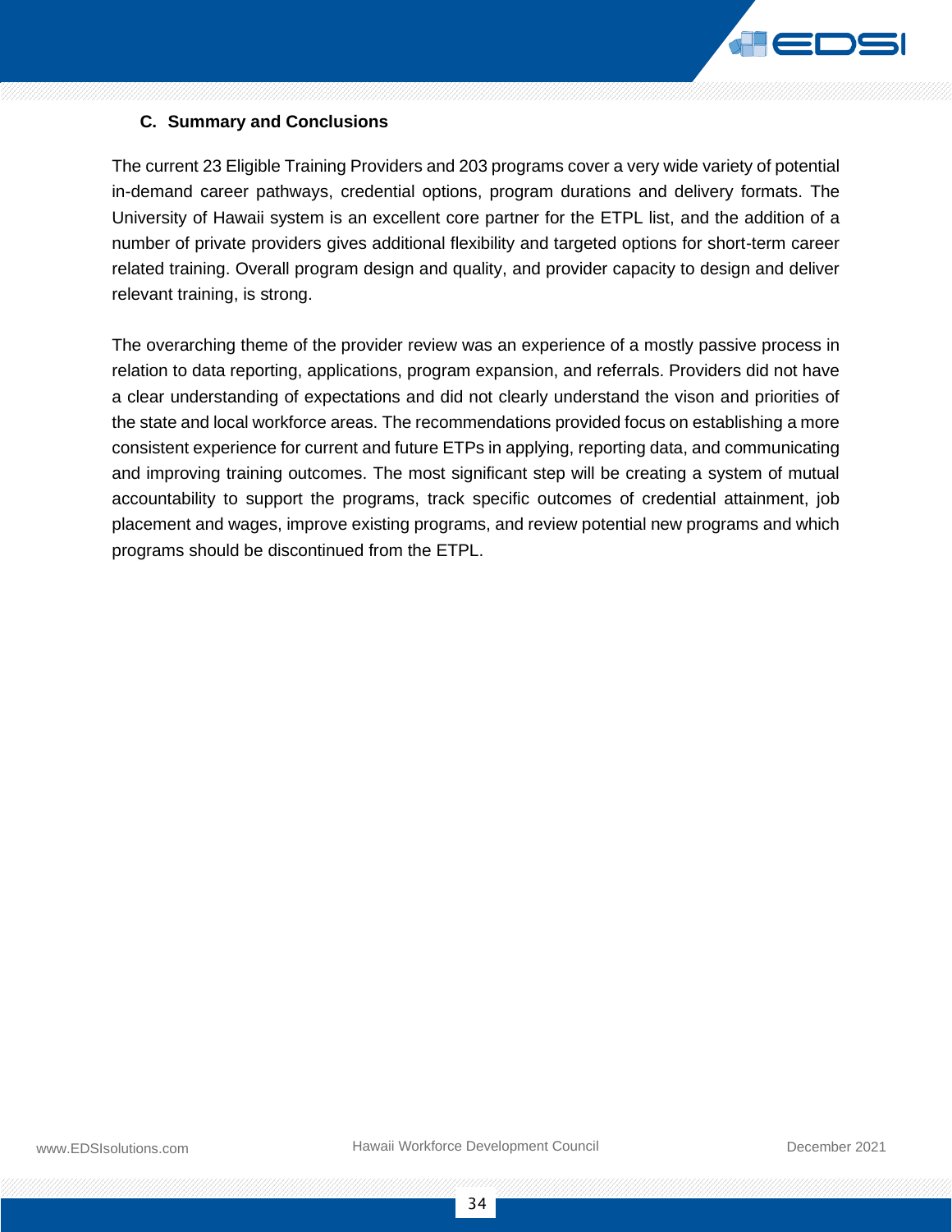### C. Summary and Conclusions

The current 23 Eligible Training Providers and 203 programs cover a very wide variety of potential in-demand career pathways, credential options, program durations and delivery formats. The University of Hawaii system is an excellent core partner for the ETPL list, and the addition of a number of private providers gives additional flexibility and targeted options for short-term career related training. Overall program design and quality, and provider capacity to design and deliver relevant training, is strong.

The overarching theme of the provider review was an experience of a mostly passive process in relation to data reporting, applications, program expansion, and referrals. Providers did not have a clear understanding of expectations and did not clearly understand the vison and priorities of the state and local workforce areas. The recommendations provided focus on establishing a more consistent experience for current and future ETPs in applying, reporting data, and communicating and improving training outcomes. The most significant step will be creating a system of mutual accountability to support the programs, track specific outcomes of credential attainment, job placement and wages, improve existing programs, and review potential new programs and which programs should be discontinued from the ETPL.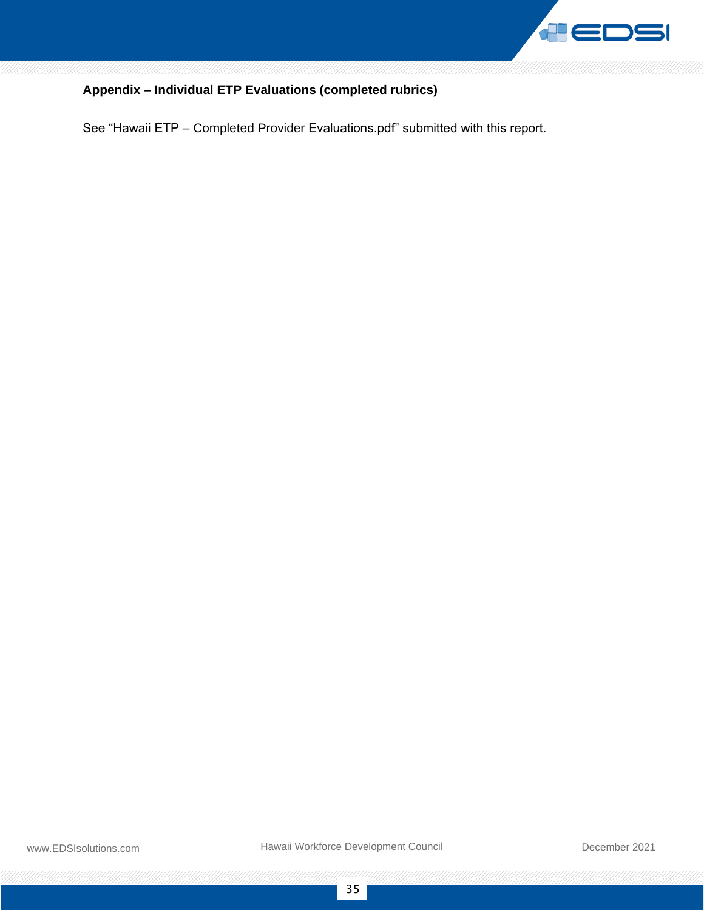**Appendix – Individual ETP Evaluations (completed rubrics)**

See "Hawaii ETP – Completed Provider Evaluations.pdf" submitted with this report.